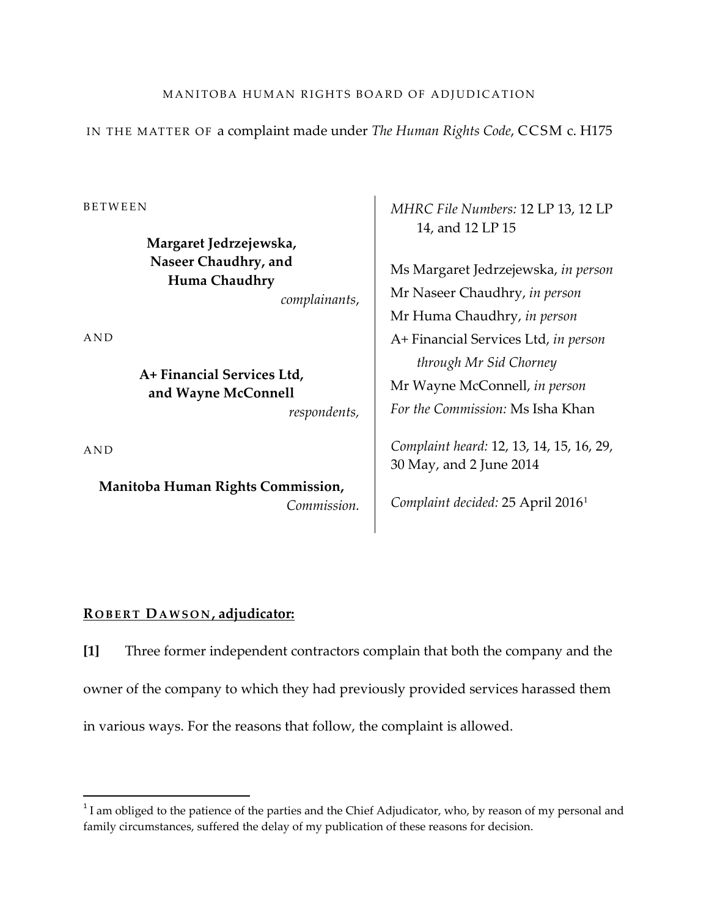MANITOBA HUMAN RIGHTS BOARD OF ADJUDICATION

IN THE MATTER OF a complaint made under *The Human Rights Code*, CCSM c. H175

BETWEEN

**Margaret Jedrzejewska, Naseer Chaudhry, and Huma Chaudhry**
*complainants*,

AND

**A+ Financial Services Ltd, and Wayne McConnell**
*respondents*,

AND

**Manitoba Human Rights Commission,**
*Commission.*

*MHRC File Numbers:* 12 LP 13, 12 LP 14, and 12 LP 15

Ms Margaret Jedrzejewska, *in person*
Mr Naseer Chaudhry, *in person*
Mr Huma Chaudhry, *in person*
A+ Financial Services Ltd, *in person through Mr Sid Chorney*
Mr Wayne McConnell, *in person*
*For the Commission:* Ms Isha Khan

*Complaint heard:* 12, 13, 14, 15, 16, 29, 30 May, and 2 June 2014

*Complaint decided:* 25 April 2016[1]

**ROBERT DAWSON, adjudicator:**

**[1]** Three former independent contractors complain that both the company and the owner of the company to which they had previously provided services harassed them in various ways. For the reasons that follow, the complaint is allowed.

[1] I am obliged to the patience of the parties and the Chief Adjudicator, who, by reason of my personal and family circumstances, suffered the delay of my publication of these reasons for decision.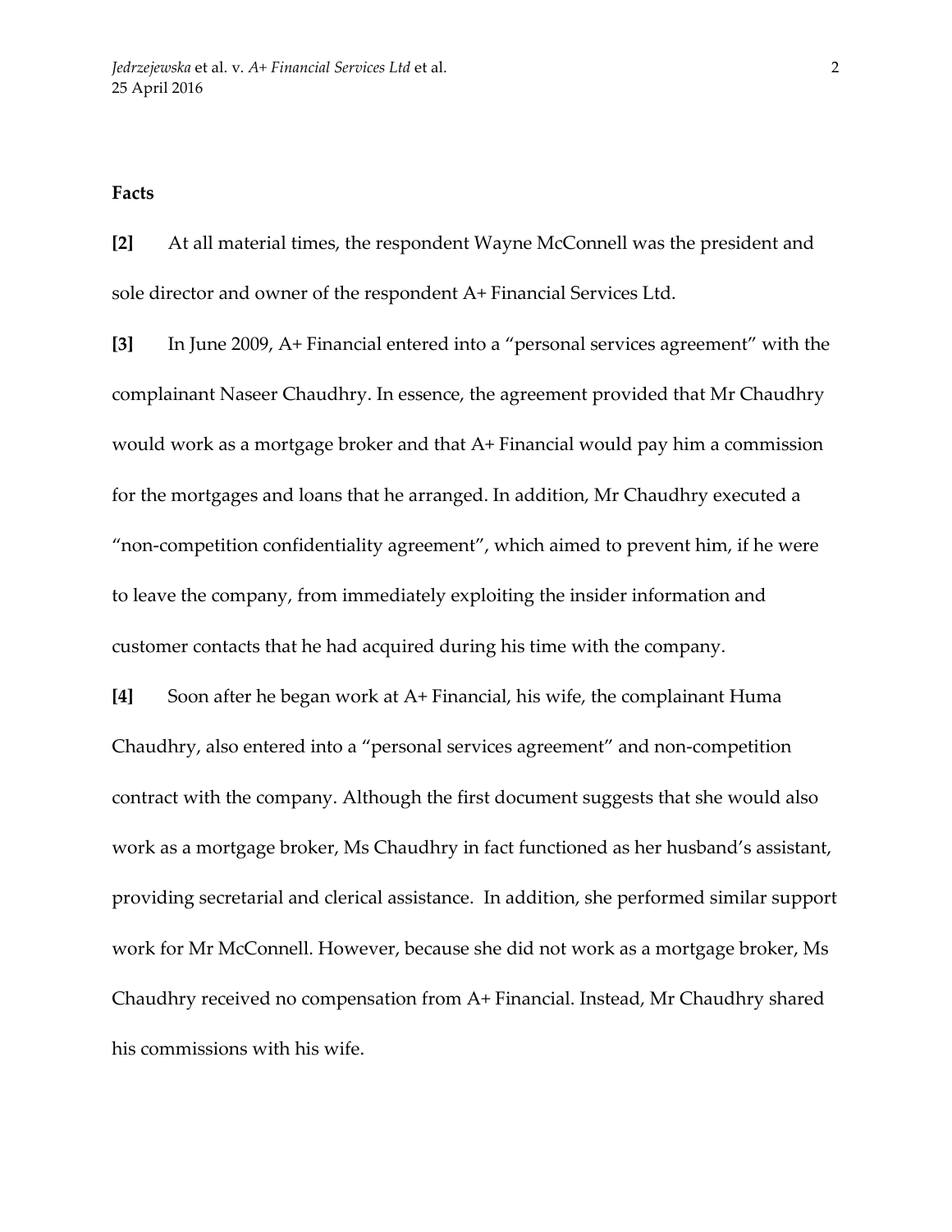**Facts**

**[2]** At all material times, the respondent Wayne McConnell was the president and sole director and owner of the respondent A+ Financial Services Ltd.

**[3]** In June 2009, A+ Financial entered into a "personal services agreement" with the complainant Naseer Chaudhry. In essence, the agreement provided that Mr Chaudhry would work as a mortgage broker and that A+ Financial would pay him a commission for the mortgages and loans that he arranged. In addition, Mr Chaudhry executed a "non-competition confidentiality agreement", which aimed to prevent him, if he were to leave the company, from immediately exploiting the insider information and customer contacts that he had acquired during his time with the company.

**[4]** Soon after he began work at A+ Financial, his wife, the complainant Huma Chaudhry, also entered into a "personal services agreement" and non-competition contract with the company. Although the first document suggests that she would also work as a mortgage broker, Ms Chaudhry in fact functioned as her husband's assistant, providing secretarial and clerical assistance. In addition, she performed similar support work for Mr McConnell. However, because she did not work as a mortgage broker, Ms Chaudhry received no compensation from A+ Financial. Instead, Mr Chaudhry shared his commissions with his wife.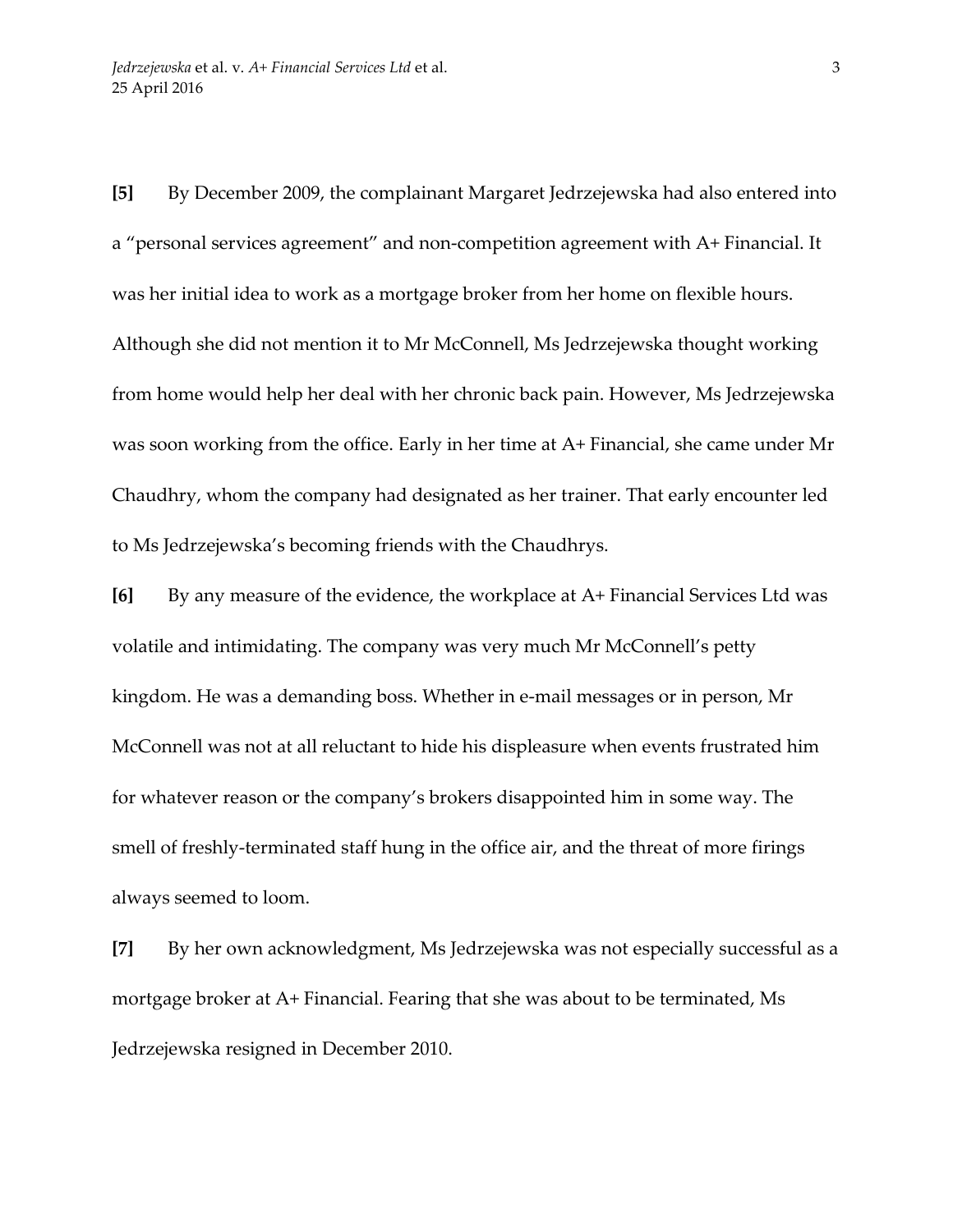**[5]** By December 2009, the complainant Margaret Jedrzejewska had also entered into a "personal services agreement" and non-competition agreement with A+ Financial. It was her initial idea to work as a mortgage broker from her home on flexible hours. Although she did not mention it to Mr McConnell, Ms Jedrzejewska thought working from home would help her deal with her chronic back pain. However, Ms Jedrzejewska was soon working from the office. Early in her time at A+ Financial, she came under Mr Chaudhry, whom the company had designated as her trainer. That early encounter led to Ms Jedrzejewska's becoming friends with the Chaudhrys.

**[6]** By any measure of the evidence, the workplace at A+ Financial Services Ltd was volatile and intimidating. The company was very much Mr McConnell's petty kingdom. He was a demanding boss. Whether in e-mail messages or in person, Mr McConnell was not at all reluctant to hide his displeasure when events frustrated him for whatever reason or the company's brokers disappointed him in some way. The smell of freshly-terminated staff hung in the office air, and the threat of more firings always seemed to loom.

**[7]** By her own acknowledgment, Ms Jedrzejewska was not especially successful as a mortgage broker at A+ Financial. Fearing that she was about to be terminated, Ms Jedrzejewska resigned in December 2010.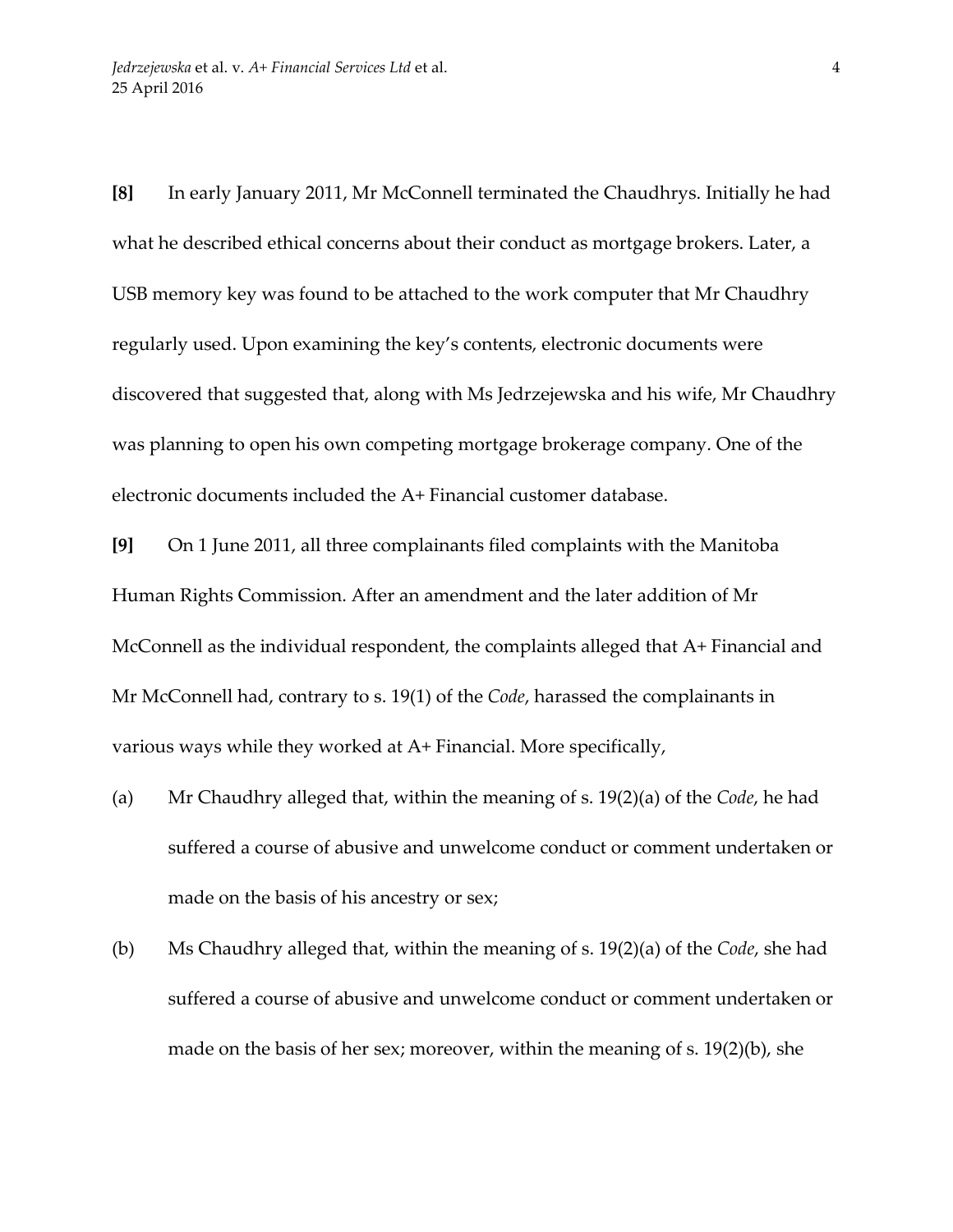**[8]** In early January 2011, Mr McConnell terminated the Chaudhrys. Initially he had what he described ethical concerns about their conduct as mortgage brokers. Later, a USB memory key was found to be attached to the work computer that Mr Chaudhry regularly used. Upon examining the key's contents, electronic documents were discovered that suggested that, along with Ms Jedrzejewska and his wife, Mr Chaudhry was planning to open his own competing mortgage brokerage company. One of the electronic documents included the A+ Financial customer database.

**[9]** On 1 June 2011, all three complainants filed complaints with the Manitoba Human Rights Commission. After an amendment and the later addition of Mr McConnell as the individual respondent, the complaints alleged that A+ Financial and Mr McConnell had, contrary to s. 19(1) of the *Code*, harassed the complainants in various ways while they worked at A+ Financial. More specifically,

(a) Mr Chaudhry alleged that, within the meaning of s. 19(2)(a) of the *Code*, he had suffered a course of abusive and unwelcome conduct or comment undertaken or made on the basis of his ancestry or sex;

(b) Ms Chaudhry alleged that, within the meaning of s. 19(2)(a) of the *Code*, she had suffered a course of abusive and unwelcome conduct or comment undertaken or made on the basis of her sex; moreover, within the meaning of s. 19(2)(b), she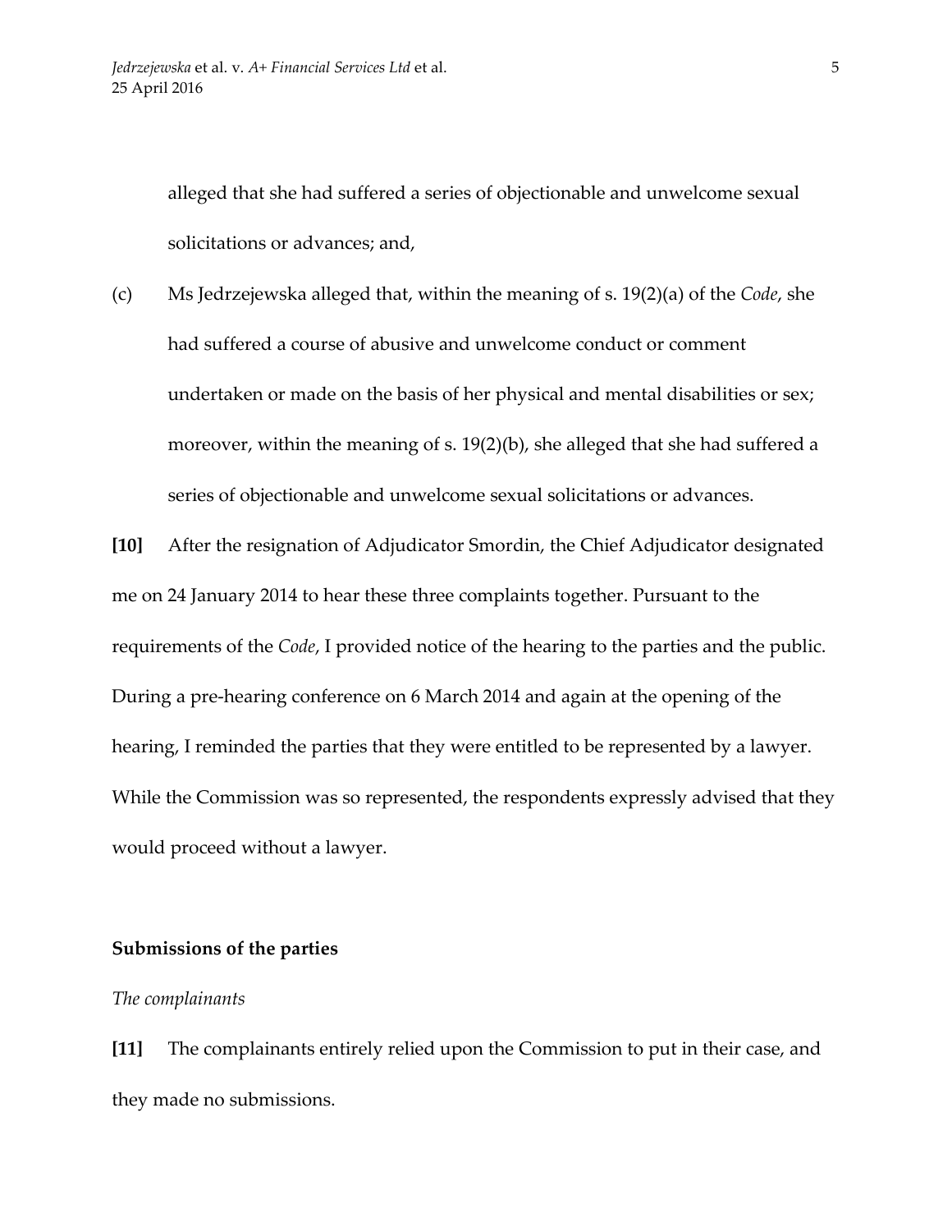alleged that she had suffered a series of objectionable and unwelcome sexual solicitations or advances; and,

(c) Ms Jedrzejewska alleged that, within the meaning of s. 19(2)(a) of the *Code*, she had suffered a course of abusive and unwelcome conduct or comment undertaken or made on the basis of her physical and mental disabilities or sex; moreover, within the meaning of s. 19(2)(b), she alleged that she had suffered a series of objectionable and unwelcome sexual solicitations or advances.

**[10]** After the resignation of Adjudicator Smordin, the Chief Adjudicator designated me on 24 January 2014 to hear these three complaints together. Pursuant to the requirements of the *Code*, I provided notice of the hearing to the parties and the public. During a pre-hearing conference on 6 March 2014 and again at the opening of the hearing, I reminded the parties that they were entitled to be represented by a lawyer. While the Commission was so represented, the respondents expressly advised that they would proceed without a lawyer.

## Submissions of the parties

### *The complainants*

**[11]** The complainants entirely relied upon the Commission to put in their case, and they made no submissions.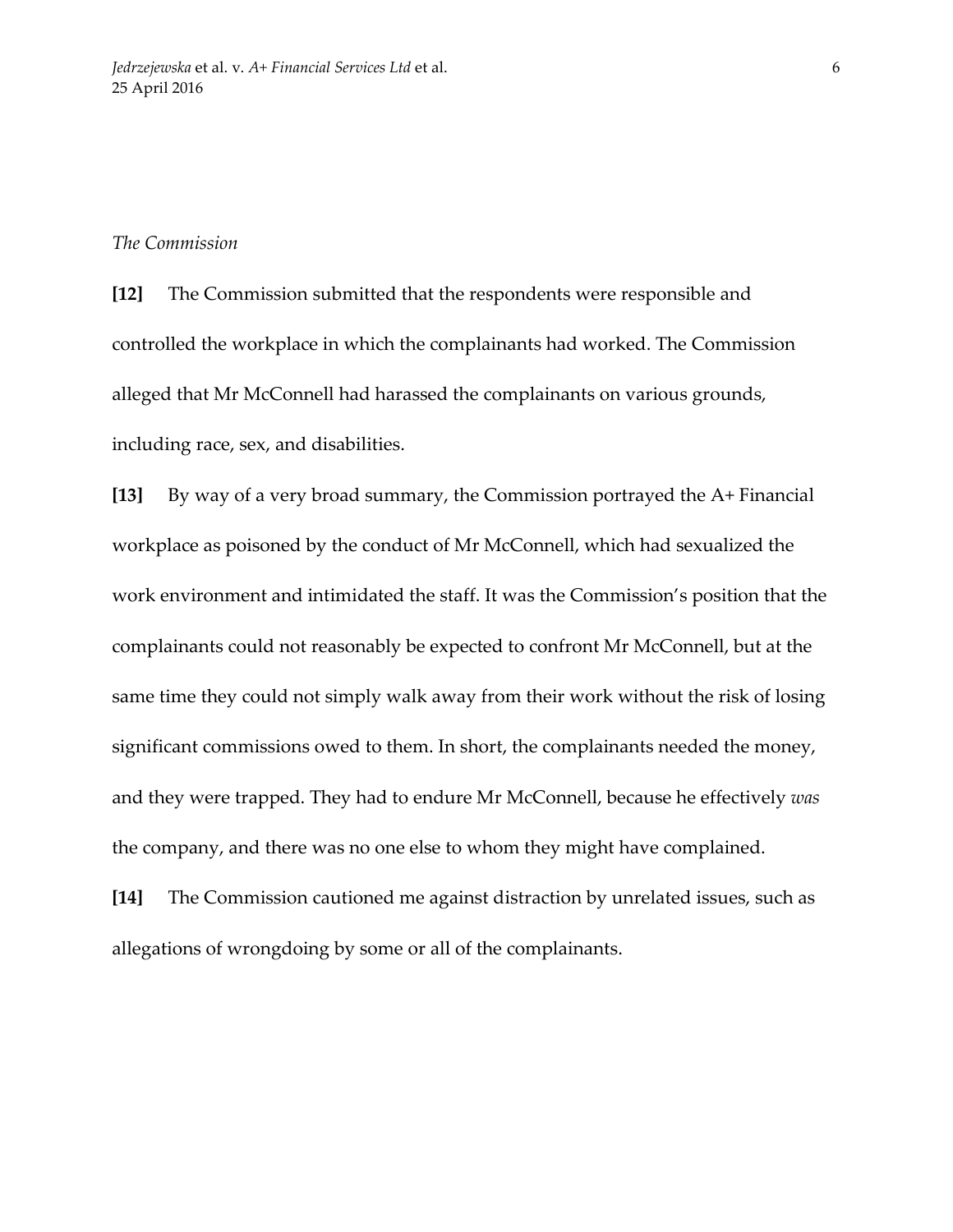*The Commission*

**[12]** The Commission submitted that the respondents were responsible and controlled the workplace in which the complainants had worked. The Commission alleged that Mr McConnell had harassed the complainants on various grounds, including race, sex, and disabilities.

**[13]** By way of a very broad summary, the Commission portrayed the A+ Financial workplace as poisoned by the conduct of Mr McConnell, which had sexualized the work environment and intimidated the staff. It was the Commission's position that the complainants could not reasonably be expected to confront Mr McConnell, but at the same time they could not simply walk away from their work without the risk of losing significant commissions owed to them. In short, the complainants needed the money, and they were trapped. They had to endure Mr McConnell, because he effectively *was* the company, and there was no one else to whom they might have complained.

**[14]** The Commission cautioned me against distraction by unrelated issues, such as allegations of wrongdoing by some or all of the complainants.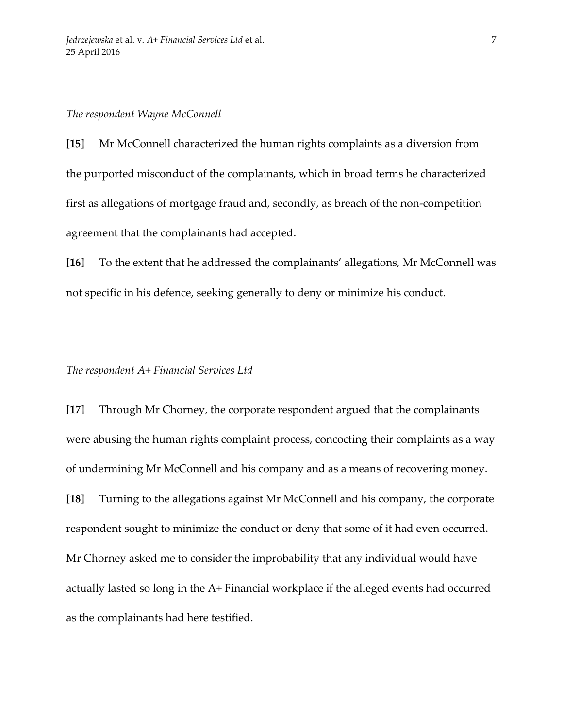*The respondent Wayne McConnell*

**[15]** Mr McConnell characterized the human rights complaints as a diversion from the purported misconduct of the complainants, which in broad terms he characterized first as allegations of mortgage fraud and, secondly, as breach of the non-competition agreement that the complainants had accepted.

**[16]** To the extent that he addressed the complainants' allegations, Mr McConnell was not specific in his defence, seeking generally to deny or minimize his conduct.

*The respondent A+ Financial Services Ltd*

**[17]** Through Mr Chorney, the corporate respondent argued that the complainants were abusing the human rights complaint process, concocting their complaints as a way of undermining Mr McConnell and his company and as a means of recovering money.

**[18]** Turning to the allegations against Mr McConnell and his company, the corporate respondent sought to minimize the conduct or deny that some of it had even occurred. Mr Chorney asked me to consider the improbability that any individual would have actually lasted so long in the A+ Financial workplace if the alleged events had occurred as the complainants had here testified.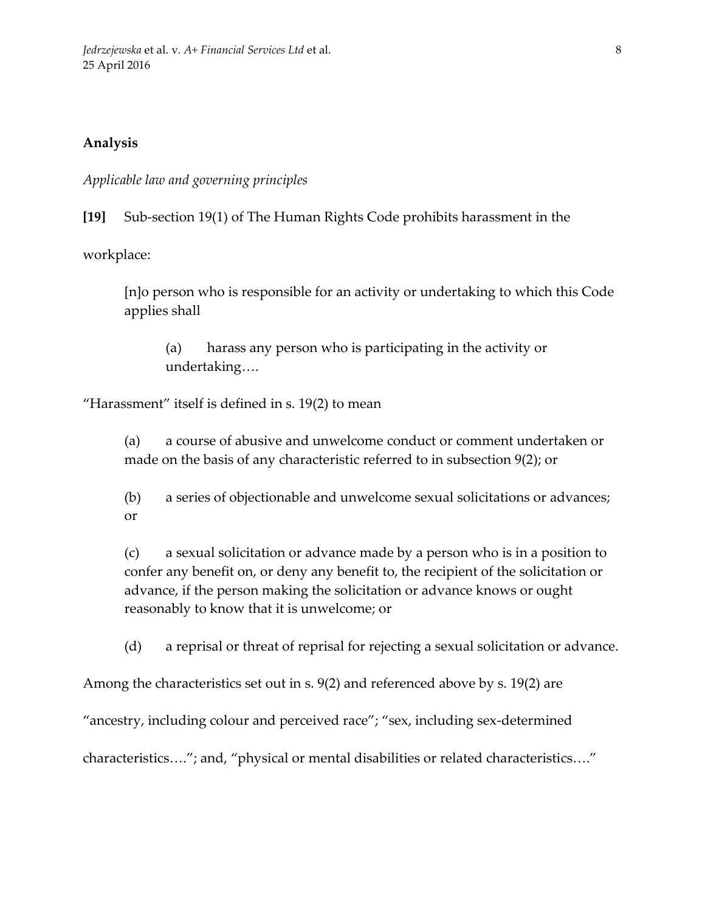## Analysis

*Applicable law and governing principles*

**[19]** Sub-section 19(1) of The Human Rights Code prohibits harassment in the workplace:

> [n]o person who is responsible for an activity or undertaking to which this Code applies shall
>
> > (a) harass any person who is participating in the activity or undertaking….

“Harassment” itself is defined in s. 19(2) to mean

> (a) a course of abusive and unwelcome conduct or comment undertaken or made on the basis of any characteristic referred to in subsection 9(2); or
>
> (b) a series of objectionable and unwelcome sexual solicitations or advances; or
>
> (c) a sexual solicitation or advance made by a person who is in a position to confer any benefit on, or deny any benefit to, the recipient of the solicitation or advance, if the person making the solicitation or advance knows or ought reasonably to know that it is unwelcome; or
>
> (d) a reprisal or threat of reprisal for rejecting a sexual solicitation or advance.

Among the characteristics set out in s. 9(2) and referenced above by s. 19(2) are “ancestry, including colour and perceived race”; “sex, including sex-determined characteristics….”; and, “physical or mental disabilities or related characteristics….”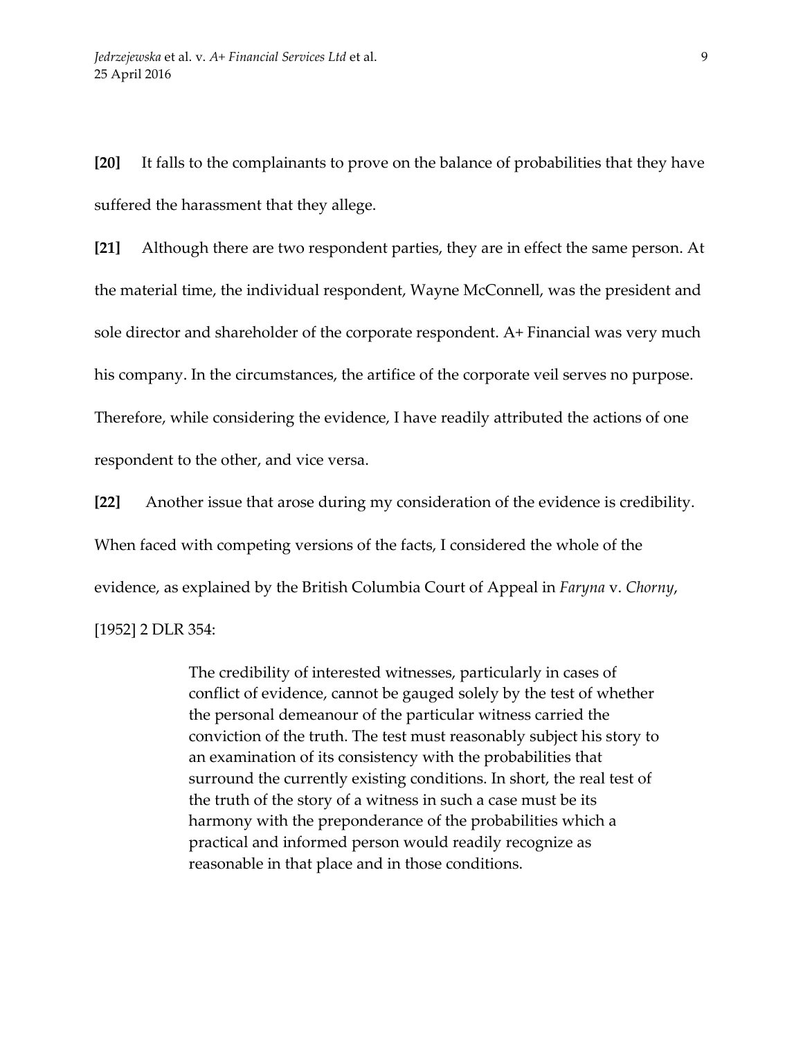**[20]** It falls to the complainants to prove on the balance of probabilities that they have suffered the harassment that they allege.

**[21]** Although there are two respondent parties, they are in effect the same person. At the material time, the individual respondent, Wayne McConnell, was the president and sole director and shareholder of the corporate respondent. A+ Financial was very much his company. In the circumstances, the artifice of the corporate veil serves no purpose. Therefore, while considering the evidence, I have readily attributed the actions of one respondent to the other, and vice versa.

**[22]** Another issue that arose during my consideration of the evidence is credibility. When faced with competing versions of the facts, I considered the whole of the evidence, as explained by the British Columbia Court of Appeal in *Faryna* v. *Chorny*, [1952] 2 DLR 354:

> The credibility of interested witnesses, particularly in cases of conflict of evidence, cannot be gauged solely by the test of whether the personal demeanour of the particular witness carried the conviction of the truth. The test must reasonably subject his story to an examination of its consistency with the probabilities that surround the currently existing conditions. In short, the real test of the truth of the story of a witness in such a case must be its harmony with the preponderance of the probabilities which a practical and informed person would readily recognize as reasonable in that place and in those conditions.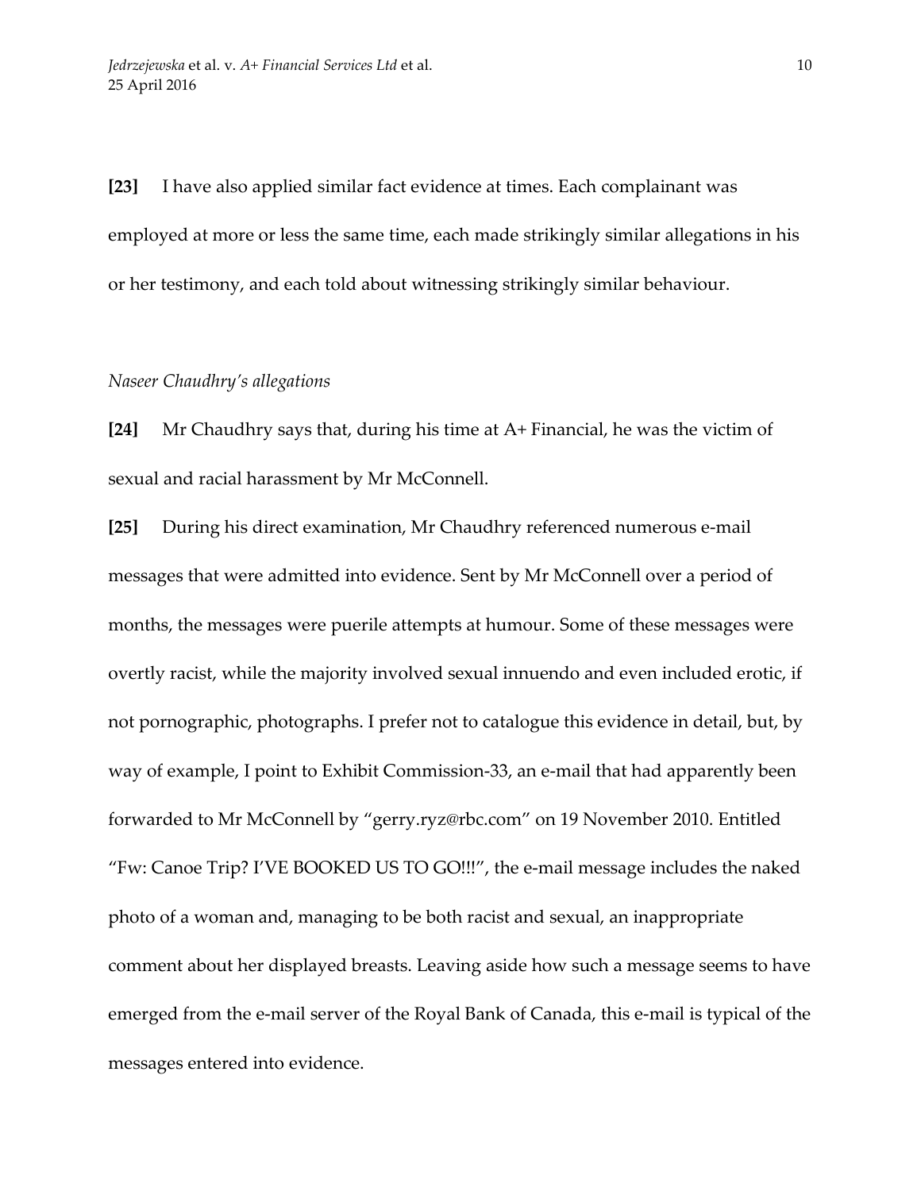**[23]** I have also applied similar fact evidence at times. Each complainant was employed at more or less the same time, each made strikingly similar allegations in his or her testimony, and each told about witnessing strikingly similar behaviour.

*Naseer Chaudhry's allegations*

**[24]** Mr Chaudhry says that, during his time at A+ Financial, he was the victim of sexual and racial harassment by Mr McConnell.

**[25]** During his direct examination, Mr Chaudhry referenced numerous e-mail messages that were admitted into evidence. Sent by Mr McConnell over a period of months, the messages were puerile attempts at humour. Some of these messages were overtly racist, while the majority involved sexual innuendo and even included erotic, if not pornographic, photographs. I prefer not to catalogue this evidence in detail, but, by way of example, I point to Exhibit Commission-33, an e-mail that had apparently been forwarded to Mr McConnell by "gerry.ryz@rbc.com" on 19 November 2010. Entitled "Fw: Canoe Trip? I'VE BOOKED US TO GO!!!", the e-mail message includes the naked photo of a woman and, managing to be both racist and sexual, an inappropriate comment about her displayed breasts. Leaving aside how such a message seems to have emerged from the e-mail server of the Royal Bank of Canada, this e-mail is typical of the messages entered into evidence.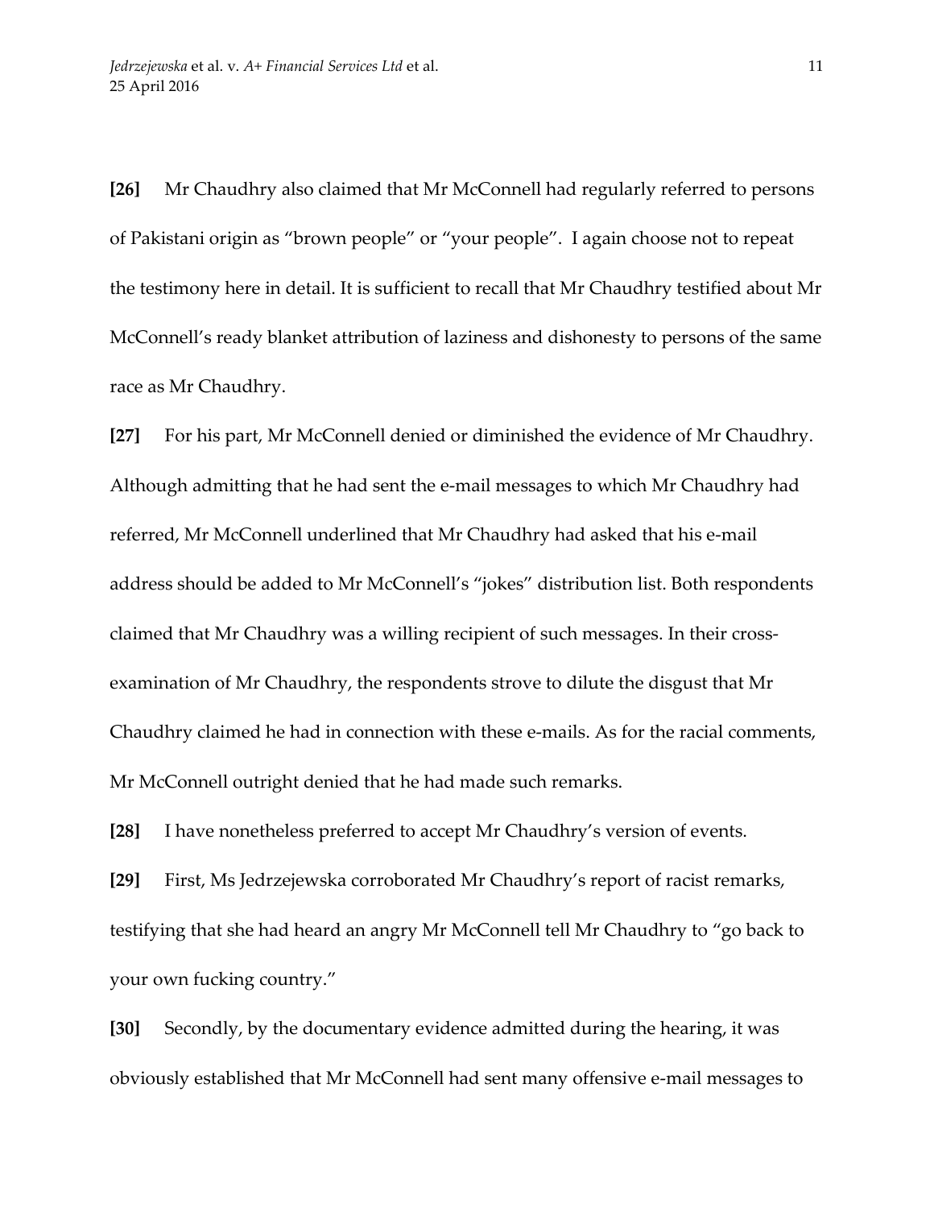**[26]** Mr Chaudhry also claimed that Mr McConnell had regularly referred to persons of Pakistani origin as "brown people" or "your people". I again choose not to repeat the testimony here in detail. It is sufficient to recall that Mr Chaudhry testified about Mr McConnell's ready blanket attribution of laziness and dishonesty to persons of the same race as Mr Chaudhry.

**[27]** For his part, Mr McConnell denied or diminished the evidence of Mr Chaudhry. Although admitting that he had sent the e-mail messages to which Mr Chaudhry had referred, Mr McConnell underlined that Mr Chaudhry had asked that his e-mail address should be added to Mr McConnell's "jokes" distribution list. Both respondents claimed that Mr Chaudhry was a willing recipient of such messages. In their cross-examination of Mr Chaudhry, the respondents strove to dilute the disgust that Mr Chaudhry claimed he had in connection with these e-mails. As for the racial comments, Mr McConnell outright denied that he had made such remarks.

**[28]** I have nonetheless preferred to accept Mr Chaudhry's version of events.

**[29]** First, Ms Jedrzejewska corroborated Mr Chaudhry's report of racist remarks, testifying that she had heard an angry Mr McConnell tell Mr Chaudhry to "go back to your own fucking country."

**[30]** Secondly, by the documentary evidence admitted during the hearing, it was obviously established that Mr McConnell had sent many offensive e-mail messages to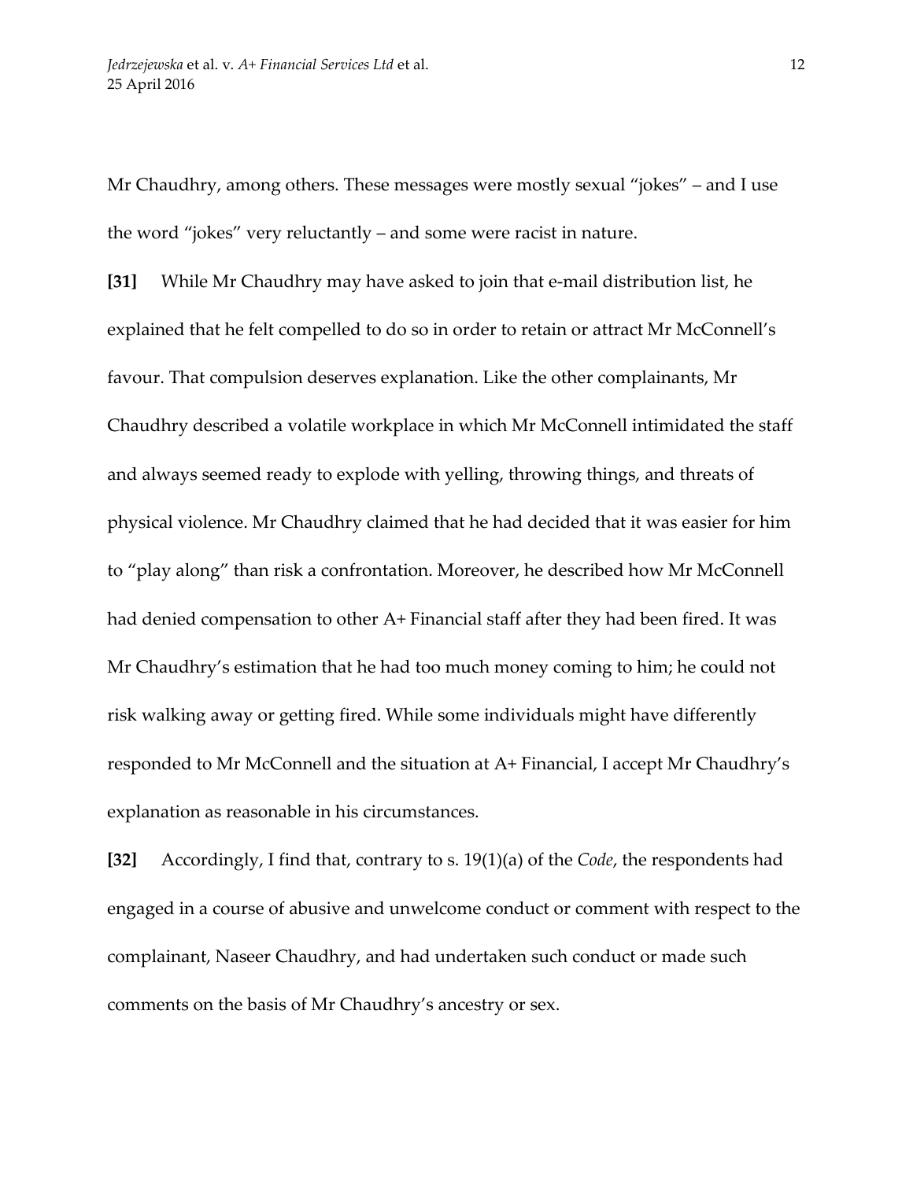Mr Chaudhry, among others. These messages were mostly sexual "jokes" – and I use the word "jokes" very reluctantly – and some were racist in nature.

**[31]** While Mr Chaudhry may have asked to join that e-mail distribution list, he explained that he felt compelled to do so in order to retain or attract Mr McConnell's favour. That compulsion deserves explanation. Like the other complainants, Mr Chaudhry described a volatile workplace in which Mr McConnell intimidated the staff and always seemed ready to explode with yelling, throwing things, and threats of physical violence. Mr Chaudhry claimed that he had decided that it was easier for him to "play along" than risk a confrontation. Moreover, he described how Mr McConnell had denied compensation to other A+ Financial staff after they had been fired. It was Mr Chaudhry's estimation that he had too much money coming to him; he could not risk walking away or getting fired. While some individuals might have differently responded to Mr McConnell and the situation at A+ Financial, I accept Mr Chaudhry's explanation as reasonable in his circumstances.

**[32]** Accordingly, I find that, contrary to s. 19(1)(a) of the *Code*, the respondents had engaged in a course of abusive and unwelcome conduct or comment with respect to the complainant, Naseer Chaudhry, and had undertaken such conduct or made such comments on the basis of Mr Chaudhry's ancestry or sex.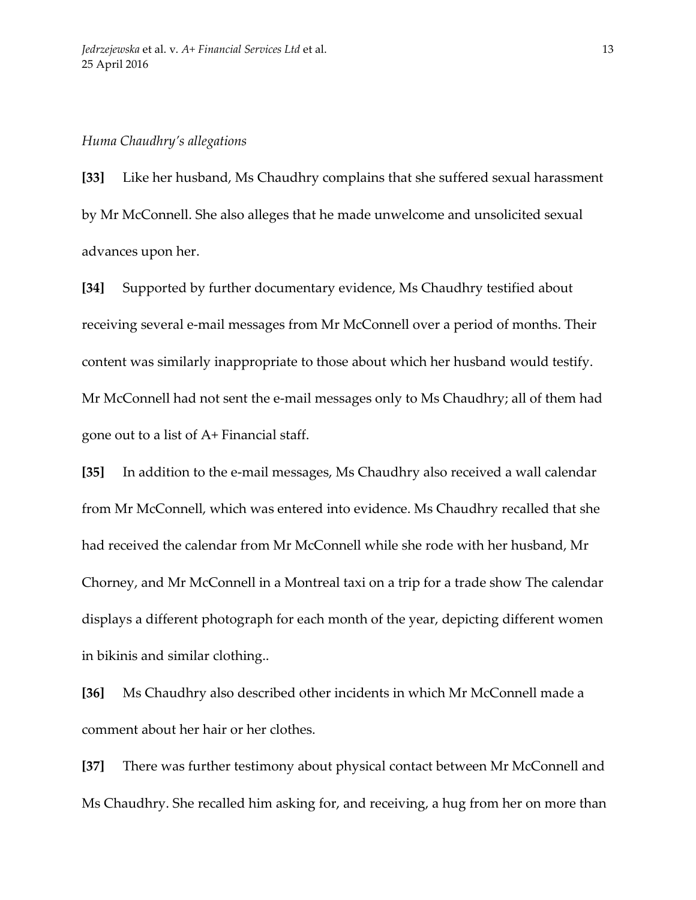*Huma Chaudhry's allegations*

**[33]** Like her husband, Ms Chaudhry complains that she suffered sexual harassment by Mr McConnell. She also alleges that he made unwelcome and unsolicited sexual advances upon her.

**[34]** Supported by further documentary evidence, Ms Chaudhry testified about receiving several e-mail messages from Mr McConnell over a period of months. Their content was similarly inappropriate to those about which her husband would testify. Mr McConnell had not sent the e-mail messages only to Ms Chaudhry; all of them had gone out to a list of A+ Financial staff.

**[35]** In addition to the e-mail messages, Ms Chaudhry also received a wall calendar from Mr McConnell, which was entered into evidence. Ms Chaudhry recalled that she had received the calendar from Mr McConnell while she rode with her husband, Mr Chorney, and Mr McConnell in a Montreal taxi on a trip for a trade show The calendar displays a different photograph for each month of the year, depicting different women in bikinis and similar clothing..

**[36]** Ms Chaudhry also described other incidents in which Mr McConnell made a comment about her hair or her clothes.

**[37]** There was further testimony about physical contact between Mr McConnell and Ms Chaudhry. She recalled him asking for, and receiving, a hug from her on more than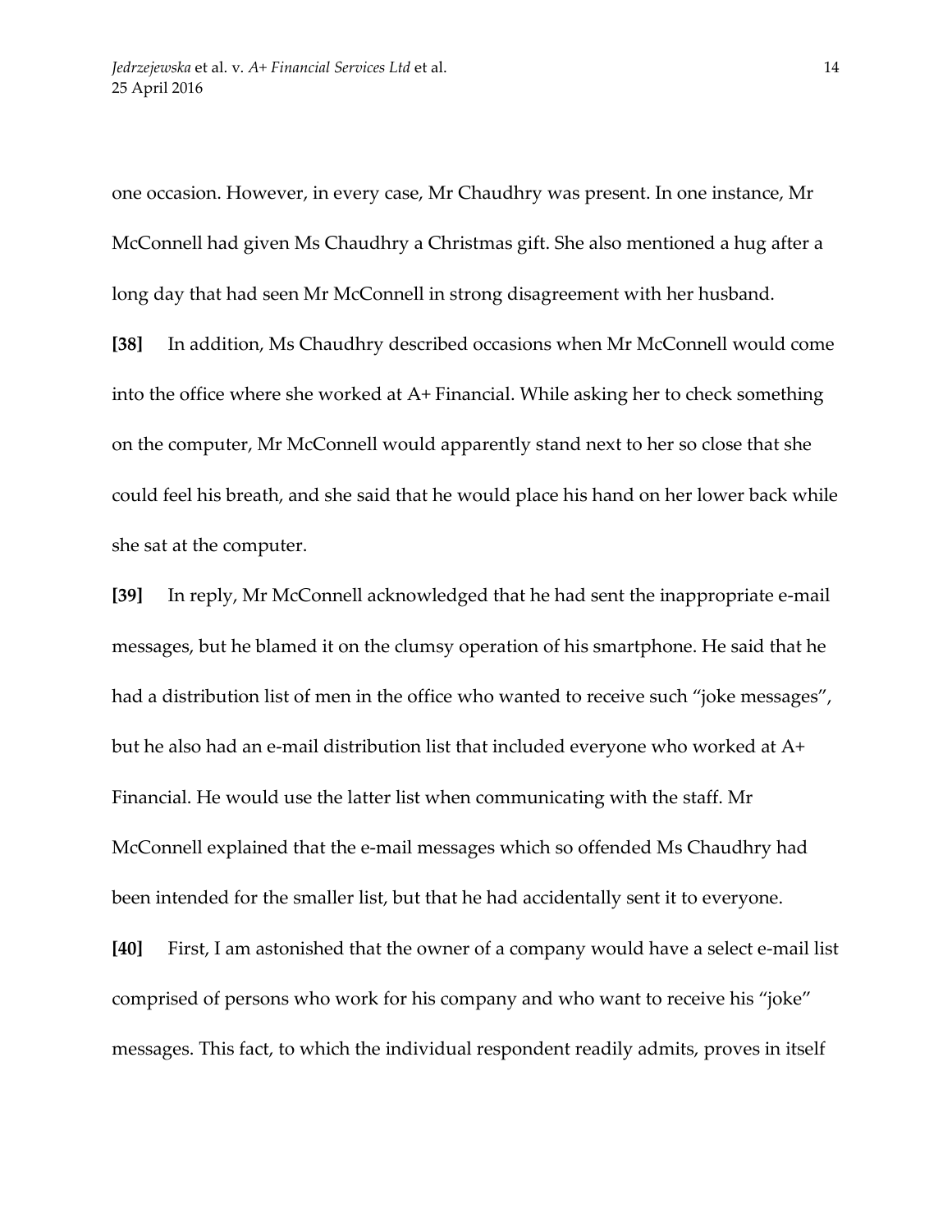one occasion. However, in every case, Mr Chaudhry was present. In one instance, Mr McConnell had given Ms Chaudhry a Christmas gift. She also mentioned a hug after a long day that had seen Mr McConnell in strong disagreement with her husband.

**[38]** In addition, Ms Chaudhry described occasions when Mr McConnell would come into the office where she worked at A+ Financial. While asking her to check something on the computer, Mr McConnell would apparently stand next to her so close that she could feel his breath, and she said that he would place his hand on her lower back while she sat at the computer.

**[39]** In reply, Mr McConnell acknowledged that he had sent the inappropriate e-mail messages, but he blamed it on the clumsy operation of his smartphone. He said that he had a distribution list of men in the office who wanted to receive such "joke messages", but he also had an e-mail distribution list that included everyone who worked at A+ Financial. He would use the latter list when communicating with the staff. Mr McConnell explained that the e-mail messages which so offended Ms Chaudhry had been intended for the smaller list, but that he had accidentally sent it to everyone.

**[40]** First, I am astonished that the owner of a company would have a select e-mail list comprised of persons who work for his company and who want to receive his "joke" messages. This fact, to which the individual respondent readily admits, proves in itself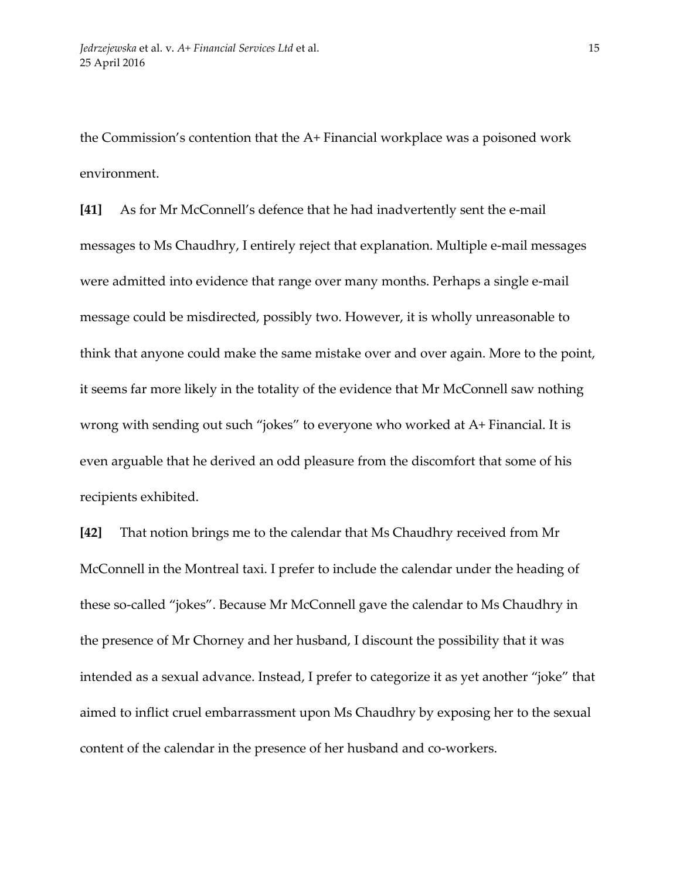the Commission's contention that the A+ Financial workplace was a poisoned work environment.

**[41]** As for Mr McConnell's defence that he had inadvertently sent the e-mail messages to Ms Chaudhry, I entirely reject that explanation. Multiple e-mail messages were admitted into evidence that range over many months. Perhaps a single e-mail message could be misdirected, possibly two. However, it is wholly unreasonable to think that anyone could make the same mistake over and over again. More to the point, it seems far more likely in the totality of the evidence that Mr McConnell saw nothing wrong with sending out such "jokes" to everyone who worked at A+ Financial. It is even arguable that he derived an odd pleasure from the discomfort that some of his recipients exhibited.

**[42]** That notion brings me to the calendar that Ms Chaudhry received from Mr McConnell in the Montreal taxi. I prefer to include the calendar under the heading of these so-called "jokes". Because Mr McConnell gave the calendar to Ms Chaudhry in the presence of Mr Chorney and her husband, I discount the possibility that it was intended as a sexual advance. Instead, I prefer to categorize it as yet another "joke" that aimed to inflict cruel embarrassment upon Ms Chaudhry by exposing her to the sexual content of the calendar in the presence of her husband and co-workers.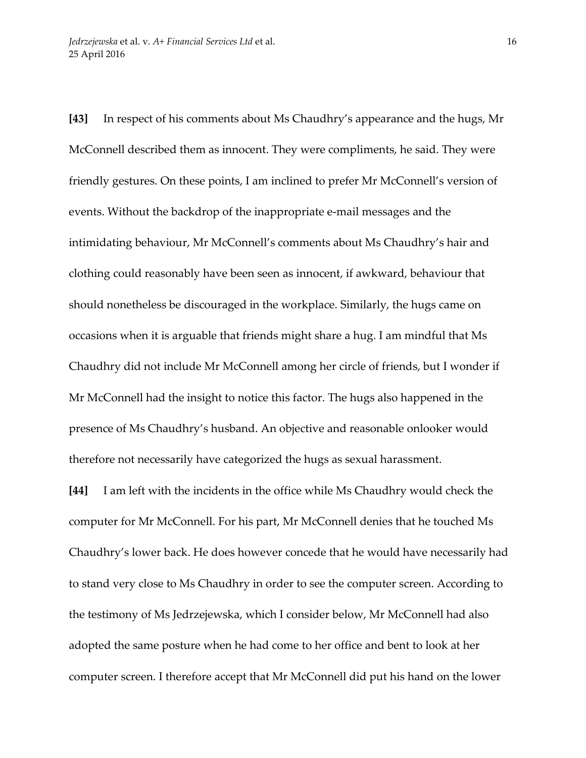**[43]** In respect of his comments about Ms Chaudhry's appearance and the hugs, Mr McConnell described them as innocent. They were compliments, he said. They were friendly gestures. On these points, I am inclined to prefer Mr McConnell's version of events. Without the backdrop of the inappropriate e-mail messages and the intimidating behaviour, Mr McConnell's comments about Ms Chaudhry's hair and clothing could reasonably have been seen as innocent, if awkward, behaviour that should nonetheless be discouraged in the workplace. Similarly, the hugs came on occasions when it is arguable that friends might share a hug. I am mindful that Ms Chaudhry did not include Mr McConnell among her circle of friends, but I wonder if Mr McConnell had the insight to notice this factor. The hugs also happened in the presence of Ms Chaudhry's husband. An objective and reasonable onlooker would therefore not necessarily have categorized the hugs as sexual harassment.

**[44]** I am left with the incidents in the office while Ms Chaudhry would check the computer for Mr McConnell. For his part, Mr McConnell denies that he touched Ms Chaudhry's lower back. He does however concede that he would have necessarily had to stand very close to Ms Chaudhry in order to see the computer screen. According to the testimony of Ms Jedrzejewska, which I consider below, Mr McConnell had also adopted the same posture when he had come to her office and bent to look at her computer screen. I therefore accept that Mr McConnell did put his hand on the lower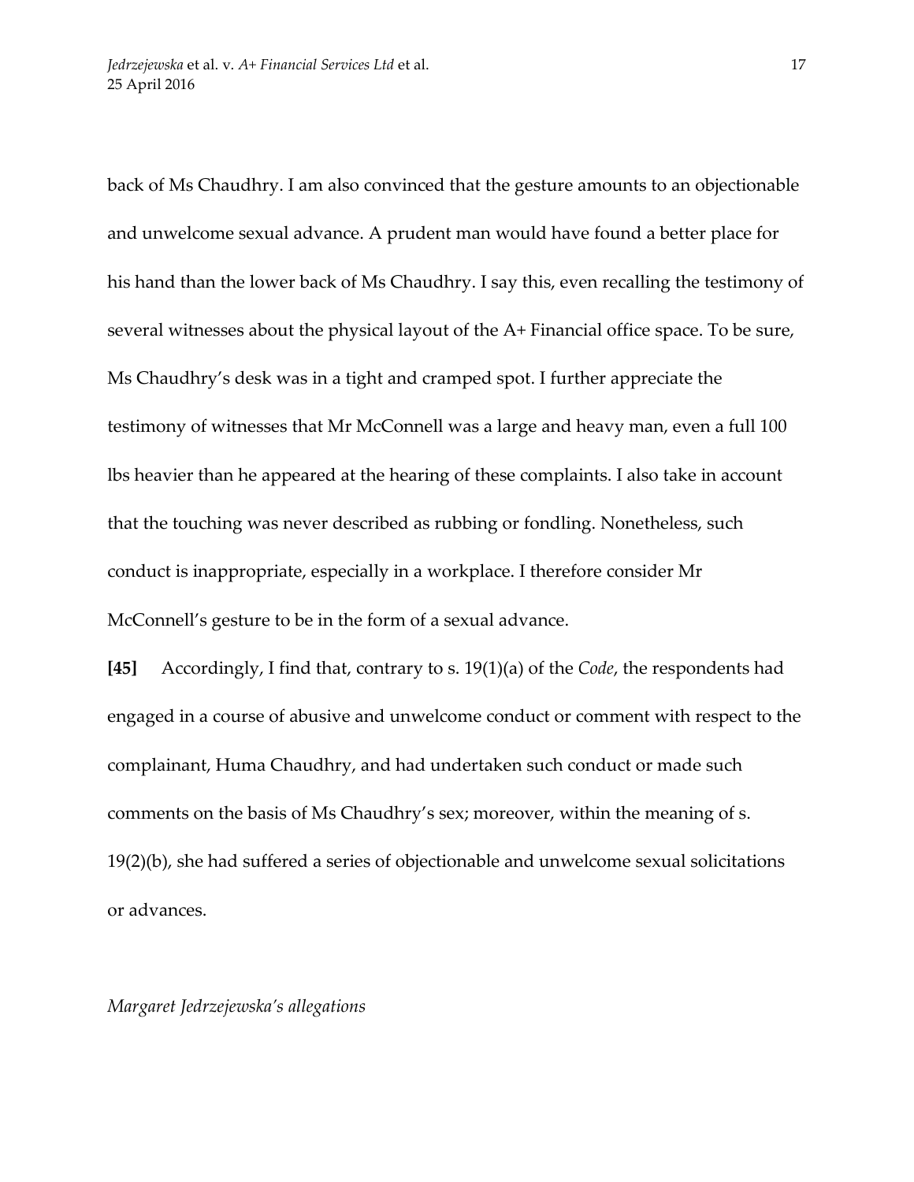back of Ms Chaudhry. I am also convinced that the gesture amounts to an objectionable and unwelcome sexual advance. A prudent man would have found a better place for his hand than the lower back of Ms Chaudhry. I say this, even recalling the testimony of several witnesses about the physical layout of the A+ Financial office space. To be sure, Ms Chaudhry's desk was in a tight and cramped spot. I further appreciate the testimony of witnesses that Mr McConnell was a large and heavy man, even a full 100 lbs heavier than he appeared at the hearing of these complaints. I also take in account that the touching was never described as rubbing or fondling. Nonetheless, such conduct is inappropriate, especially in a workplace. I therefore consider Mr McConnell's gesture to be in the form of a sexual advance.

**[45]** Accordingly, I find that, contrary to s. 19(1)(a) of the *Code*, the respondents had engaged in a course of abusive and unwelcome conduct or comment with respect to the complainant, Huma Chaudhry, and had undertaken such conduct or made such comments on the basis of Ms Chaudhry's sex; moreover, within the meaning of s. 19(2)(b), she had suffered a series of objectionable and unwelcome sexual solicitations or advances.

*Margaret Jedrzejewska's allegations*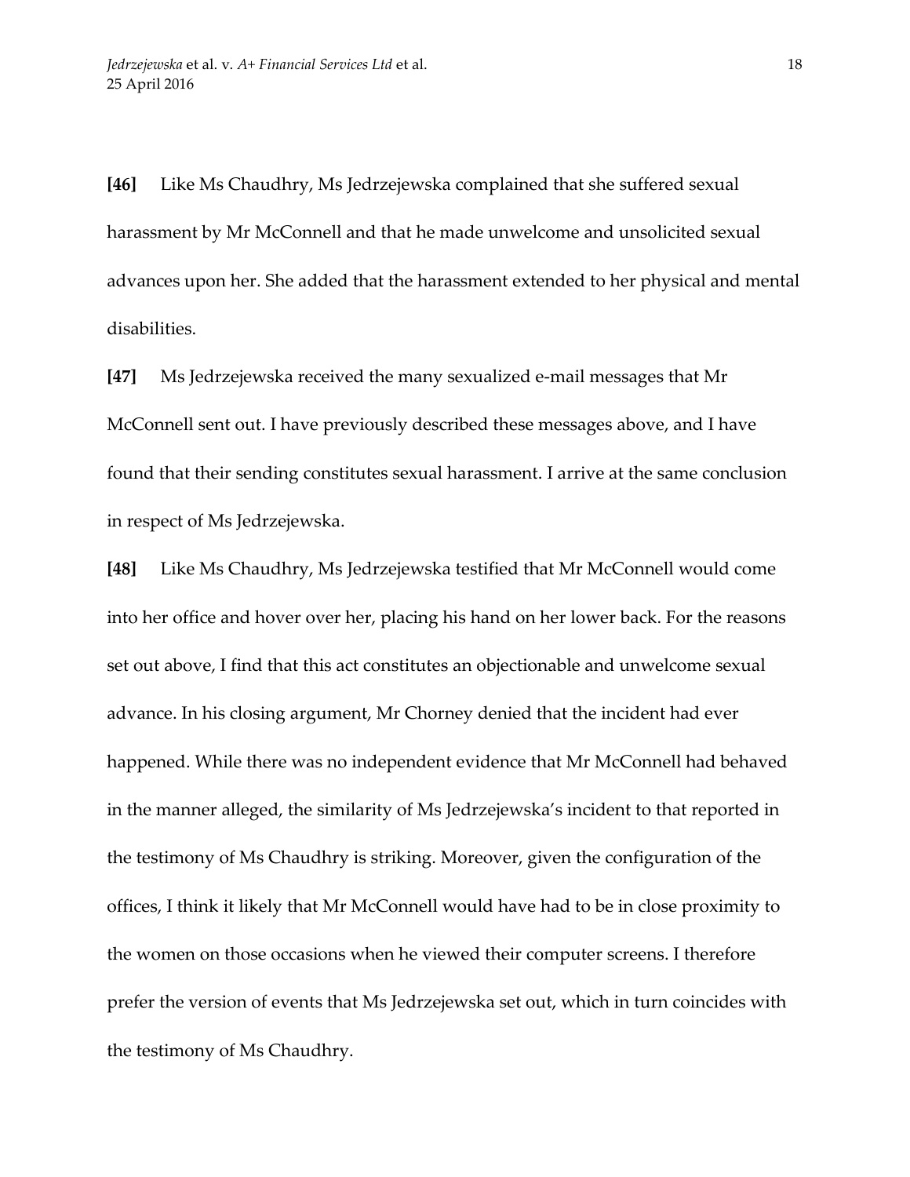**[46]** Like Ms Chaudhry, Ms Jedrzejewska complained that she suffered sexual harassment by Mr McConnell and that he made unwelcome and unsolicited sexual advances upon her. She added that the harassment extended to her physical and mental disabilities.

**[47]** Ms Jedrzejewska received the many sexualized e-mail messages that Mr McConnell sent out. I have previously described these messages above, and I have found that their sending constitutes sexual harassment. I arrive at the same conclusion in respect of Ms Jedrzejewska.

**[48]** Like Ms Chaudhry, Ms Jedrzejewska testified that Mr McConnell would come into her office and hover over her, placing his hand on her lower back. For the reasons set out above, I find that this act constitutes an objectionable and unwelcome sexual advance. In his closing argument, Mr Chorney denied that the incident had ever happened. While there was no independent evidence that Mr McConnell had behaved in the manner alleged, the similarity of Ms Jedrzejewska's incident to that reported in the testimony of Ms Chaudhry is striking. Moreover, given the configuration of the offices, I think it likely that Mr McConnell would have had to be in close proximity to the women on those occasions when he viewed their computer screens. I therefore prefer the version of events that Ms Jedrzejewska set out, which in turn coincides with the testimony of Ms Chaudhry.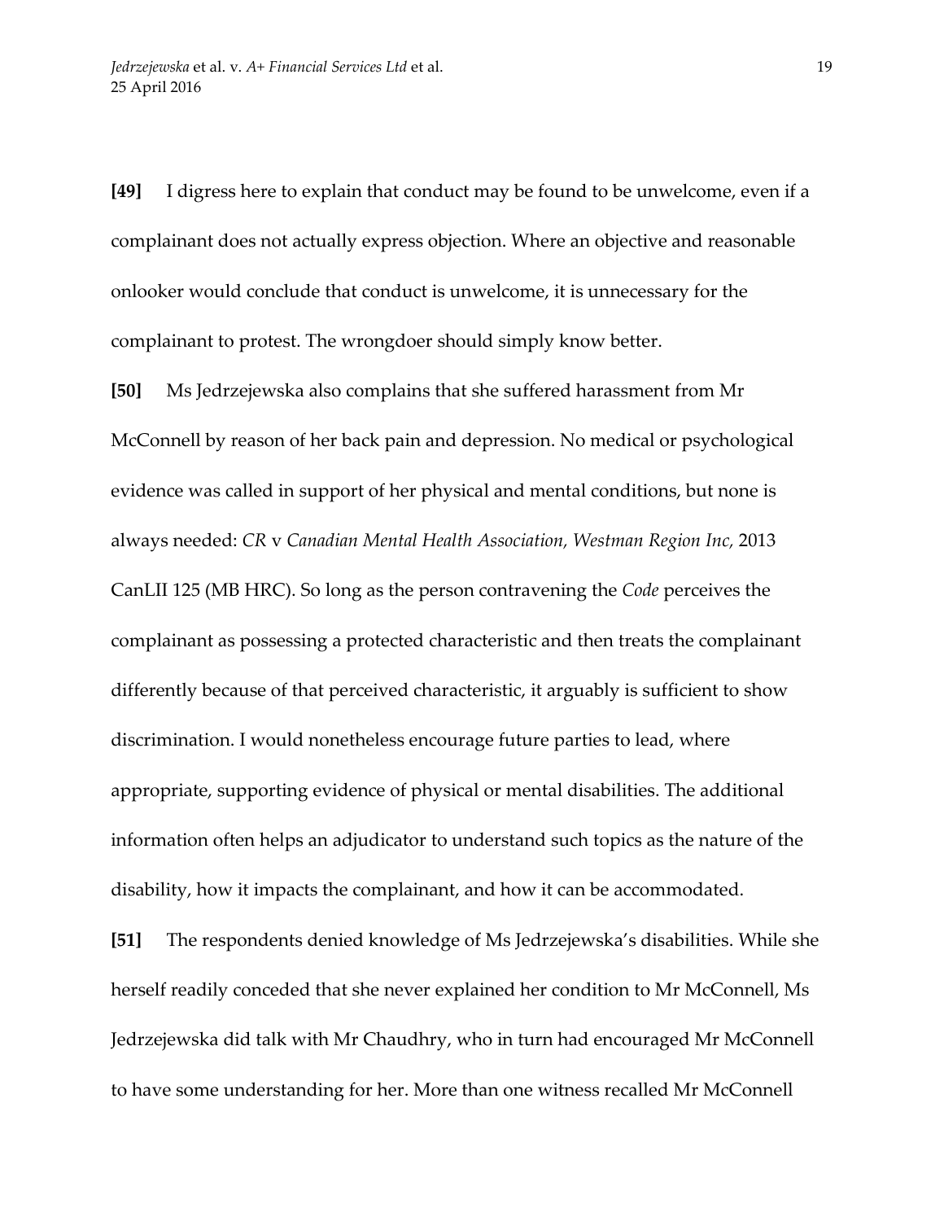**[49]** I digress here to explain that conduct may be found to be unwelcome, even if a complainant does not actually express objection. Where an objective and reasonable onlooker would conclude that conduct is unwelcome, it is unnecessary for the complainant to protest. The wrongdoer should simply know better.

**[50]** Ms Jedrzejewska also complains that she suffered harassment from Mr McConnell by reason of her back pain and depression. No medical or psychological evidence was called in support of her physical and mental conditions, but none is always needed: *CR* v *Canadian Mental Health Association, Westman Region Inc,* 2013 CanLII 125 (MB HRC). So long as the person contravening the *Code* perceives the complainant as possessing a protected characteristic and then treats the complainant differently because of that perceived characteristic, it arguably is sufficient to show discrimination. I would nonetheless encourage future parties to lead, where appropriate, supporting evidence of physical or mental disabilities. The additional information often helps an adjudicator to understand such topics as the nature of the disability, how it impacts the complainant, and how it can be accommodated.

**[51]** The respondents denied knowledge of Ms Jedrzejewska's disabilities. While she herself readily conceded that she never explained her condition to Mr McConnell, Ms Jedrzejewska did talk with Mr Chaudhry, who in turn had encouraged Mr McConnell to have some understanding for her. More than one witness recalled Mr McConnell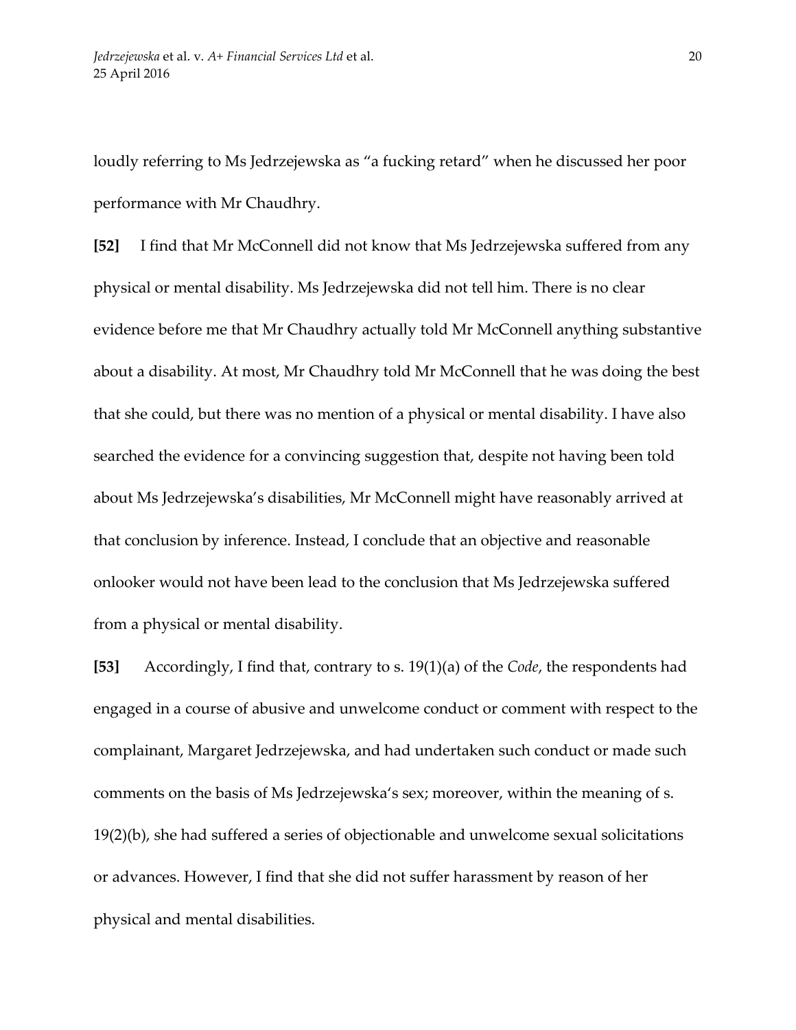loudly referring to Ms Jedrzejewska as "a fucking retard" when he discussed her poor performance with Mr Chaudhry.

**[52]** I find that Mr McConnell did not know that Ms Jedrzejewska suffered from any physical or mental disability. Ms Jedrzejewska did not tell him. There is no clear evidence before me that Mr Chaudhry actually told Mr McConnell anything substantive about a disability. At most, Mr Chaudhry told Mr McConnell that he was doing the best that she could, but there was no mention of a physical or mental disability. I have also searched the evidence for a convincing suggestion that, despite not having been told about Ms Jedrzejewska's disabilities, Mr McConnell might have reasonably arrived at that conclusion by inference. Instead, I conclude that an objective and reasonable onlooker would not have been lead to the conclusion that Ms Jedrzejewska suffered from a physical or mental disability.

**[53]** Accordingly, I find that, contrary to s. 19(1)(a) of the *Code*, the respondents had engaged in a course of abusive and unwelcome conduct or comment with respect to the complainant, Margaret Jedrzejewska, and had undertaken such conduct or made such comments on the basis of Ms Jedrzejewska's sex; moreover, within the meaning of s. 19(2)(b), she had suffered a series of objectionable and unwelcome sexual solicitations or advances. However, I find that she did not suffer harassment by reason of her physical and mental disabilities.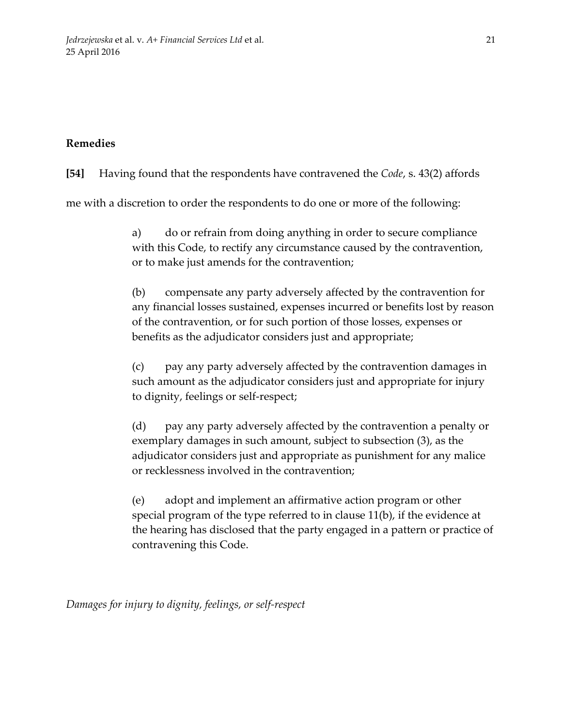## Remedies

**[54]** Having found that the respondents have contravened the *Code*, s. 43(2) affords me with a discretion to order the respondents to do one or more of the following:

> a) do or refrain from doing anything in order to secure compliance with this Code, to rectify any circumstance caused by the contravention, or to make just amends for the contravention;
>
> (b) compensate any party adversely affected by the contravention for any financial losses sustained, expenses incurred or benefits lost by reason of the contravention, or for such portion of those losses, expenses or benefits as the adjudicator considers just and appropriate;
>
> (c) pay any party adversely affected by the contravention damages in such amount as the adjudicator considers just and appropriate for injury to dignity, feelings or self-respect;
>
> (d) pay any party adversely affected by the contravention a penalty or exemplary damages in such amount, subject to subsection (3), as the adjudicator considers just and appropriate as punishment for any malice or recklessness involved in the contravention;
>
> (e) adopt and implement an affirmative action program or other special program of the type referred to in clause 11(b), if the evidence at the hearing has disclosed that the party engaged in a pattern or practice of contravening this Code.

*Damages for injury to dignity, feelings, or self-respect*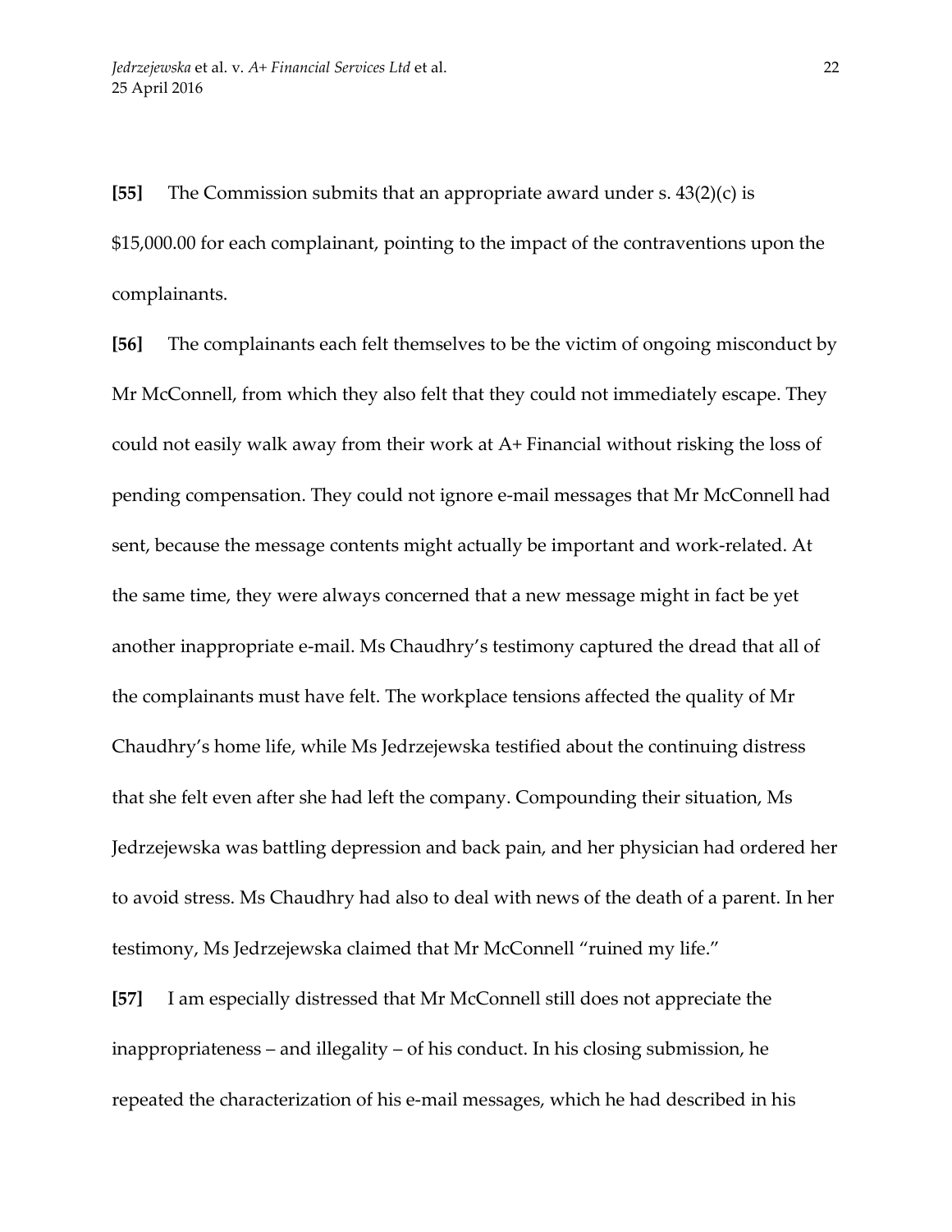**[55]** The Commission submits that an appropriate award under s. 43(2)(c) is $15,000.00 for each complainant, pointing to the impact of the contraventions upon the complainants.

**[56]** The complainants each felt themselves to be the victim of ongoing misconduct by Mr McConnell, from which they also felt that they could not immediately escape. They could not easily walk away from their work at A+ Financial without risking the loss of pending compensation. They could not ignore e-mail messages that Mr McConnell had sent, because the message contents might actually be important and work-related. At the same time, they were always concerned that a new message might in fact be yet another inappropriate e-mail. Ms Chaudhry's testimony captured the dread that all of the complainants must have felt. The workplace tensions affected the quality of Mr Chaudhry's home life, while Ms Jedrzejewska testified about the continuing distress that she felt even after she had left the company. Compounding their situation, Ms Jedrzejewska was battling depression and back pain, and her physician had ordered her to avoid stress. Ms Chaudhry had also to deal with news of the death of a parent. In her testimony, Ms Jedrzejewska claimed that Mr McConnell "ruined my life."

**[57]** I am especially distressed that Mr McConnell still does not appreciate the inappropriateness – and illegality – of his conduct. In his closing submission, he repeated the characterization of his e-mail messages, which he had described in his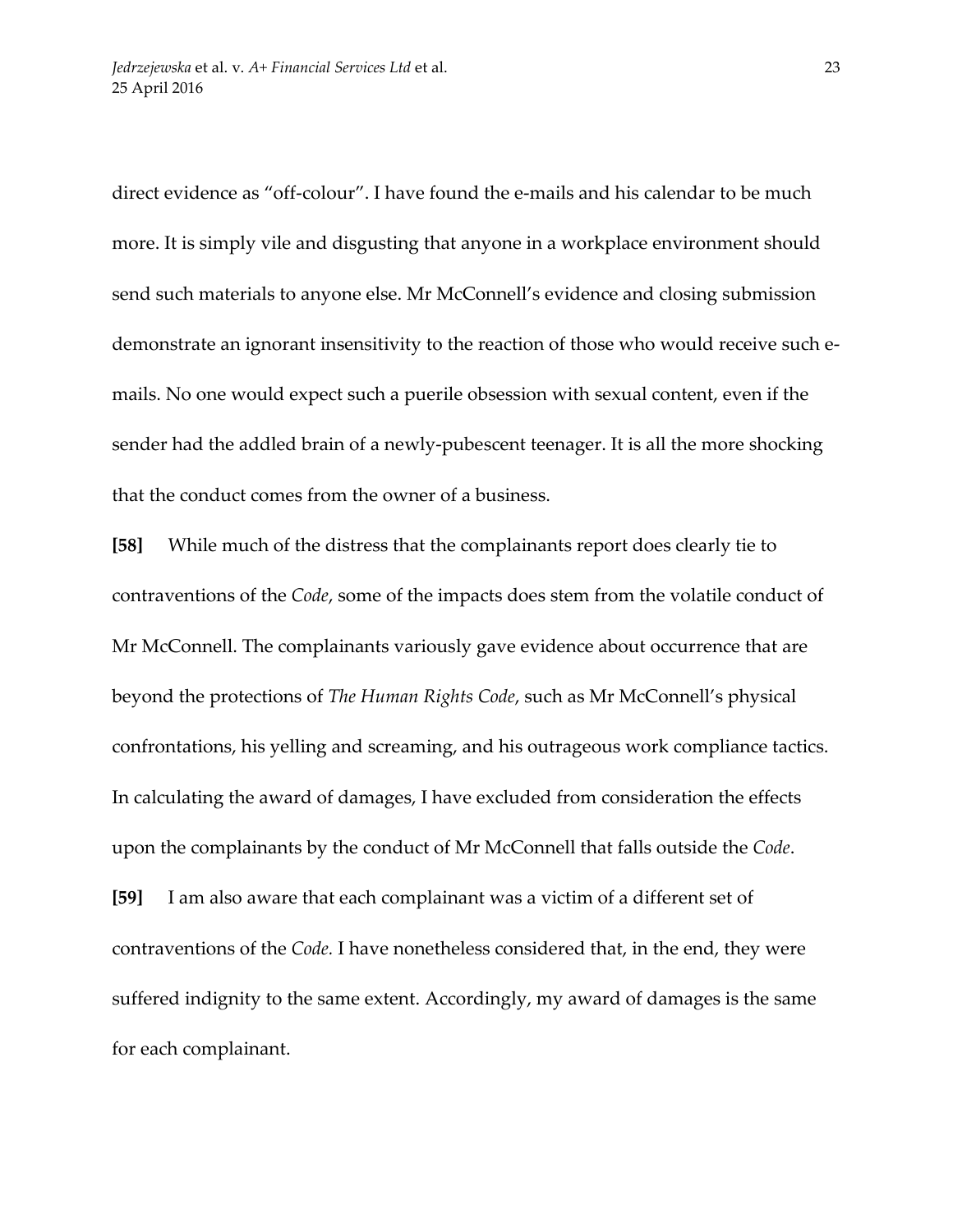direct evidence as "off-colour". I have found the e-mails and his calendar to be much more. It is simply vile and disgusting that anyone in a workplace environment should send such materials to anyone else. Mr McConnell's evidence and closing submission demonstrate an ignorant insensitivity to the reaction of those who would receive such e-mails. No one would expect such a puerile obsession with sexual content, even if the sender had the addled brain of a newly-pubescent teenager. It is all the more shocking that the conduct comes from the owner of a business.

**[58]** While much of the distress that the complainants report does clearly tie to contraventions of the *Code*, some of the impacts does stem from the volatile conduct of Mr McConnell. The complainants variously gave evidence about occurrence that are beyond the protections of *The Human Rights Code*, such as Mr McConnell's physical confrontations, his yelling and screaming, and his outrageous work compliance tactics. In calculating the award of damages, I have excluded from consideration the effects upon the complainants by the conduct of Mr McConnell that falls outside the *Code*.

**[59]** I am also aware that each complainant was a victim of a different set of contraventions of the *Code*. I have nonetheless considered that, in the end, they were suffered indignity to the same extent. Accordingly, my award of damages is the same for each complainant.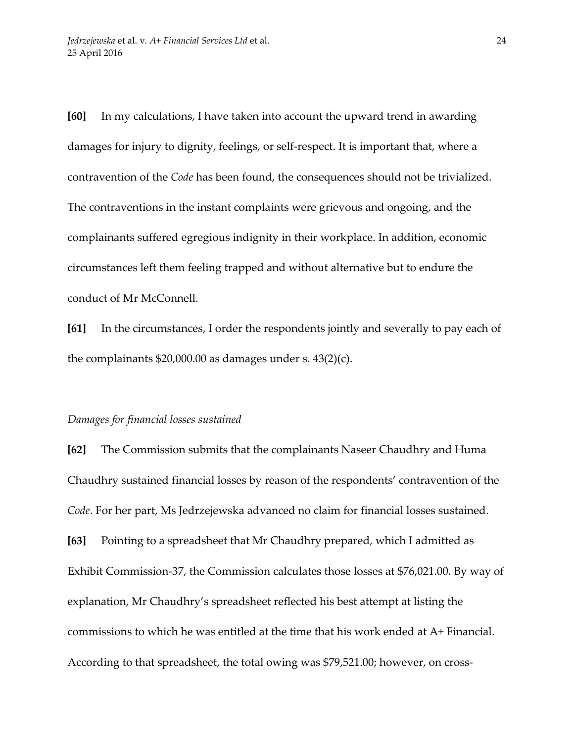**[60]** In my calculations, I have taken into account the upward trend in awarding damages for injury to dignity, feelings, or self-respect. It is important that, where a contravention of the *Code* has been found, the consequences should not be trivialized. The contraventions in the instant complaints were grievous and ongoing, and the complainants suffered egregious indignity in their workplace. In addition, economic circumstances left them feeling trapped and without alternative but to endure the conduct of Mr McConnell.

**[61]** In the circumstances, I order the respondents jointly and severally to pay each of the complainants $20,000.00 as damages under s. 43(2)(c).

*Damages for financial losses sustained*

**[62]** The Commission submits that the complainants Naseer Chaudhry and Huma Chaudhry sustained financial losses by reason of the respondents' contravention of the *Code*. For her part, Ms Jedrzejewska advanced no claim for financial losses sustained.

**[63]** Pointing to a spreadsheet that Mr Chaudhry prepared, which I admitted as Exhibit Commission-37, the Commission calculates those losses at $76,021.00. By way of explanation, Mr Chaudhry's spreadsheet reflected his best attempt at listing the commissions to which he was entitled at the time that his work ended at A+ Financial. According to that spreadsheet, the total owing was $79,521.00; however, on cross-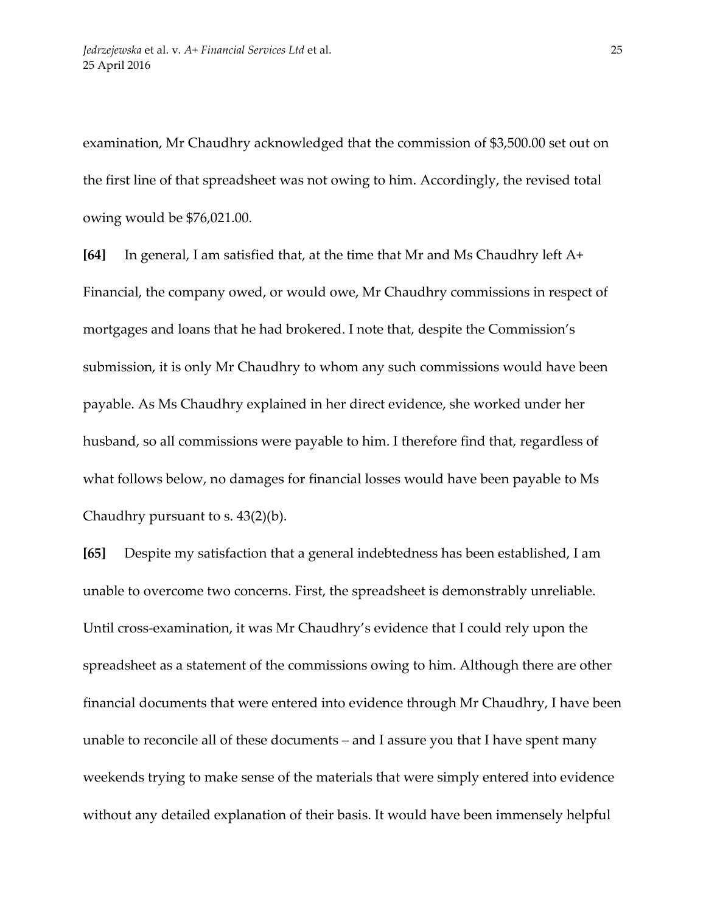examination, Mr Chaudhry acknowledged that the commission of $3,500.00 set out on the first line of that spreadsheet was not owing to him. Accordingly, the revised total owing would be $76,021.00.

**[64]** In general, I am satisfied that, at the time that Mr and Ms Chaudhry left A+ Financial, the company owed, or would owe, Mr Chaudhry commissions in respect of mortgages and loans that he had brokered. I note that, despite the Commission's submission, it is only Mr Chaudhry to whom any such commissions would have been payable. As Ms Chaudhry explained in her direct evidence, she worked under her husband, so all commissions were payable to him. I therefore find that, regardless of what follows below, no damages for financial losses would have been payable to Ms Chaudhry pursuant to s. 43(2)(b).

**[65]** Despite my satisfaction that a general indebtedness has been established, I am unable to overcome two concerns. First, the spreadsheet is demonstrably unreliable. Until cross-examination, it was Mr Chaudhry's evidence that I could rely upon the spreadsheet as a statement of the commissions owing to him. Although there are other financial documents that were entered into evidence through Mr Chaudhry, I have been unable to reconcile all of these documents – and I assure you that I have spent many weekends trying to make sense of the materials that were simply entered into evidence without any detailed explanation of their basis. It would have been immensely helpful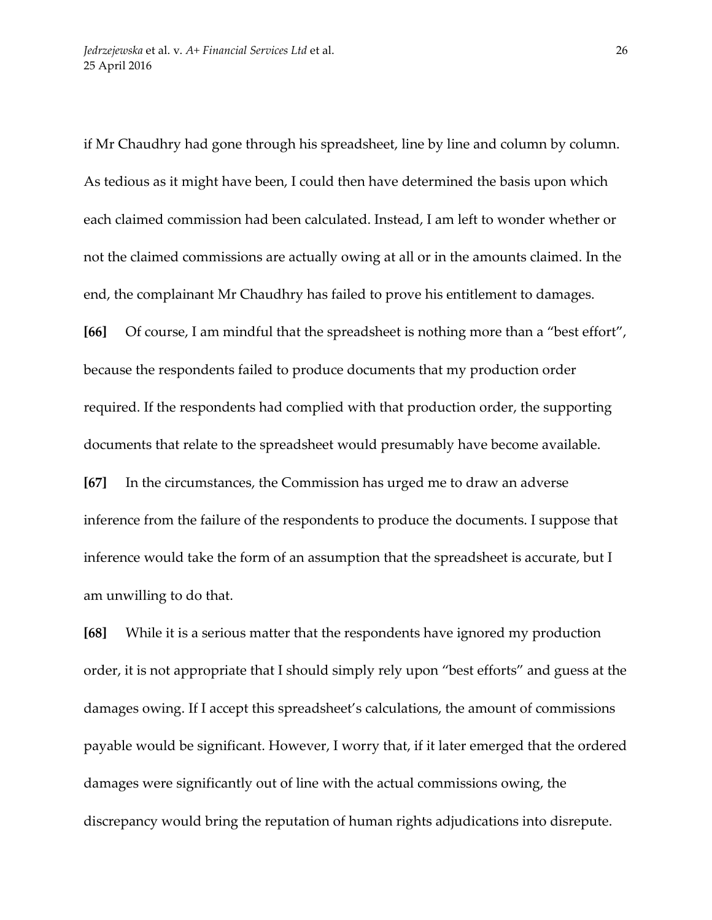if Mr Chaudhry had gone through his spreadsheet, line by line and column by column. As tedious as it might have been, I could then have determined the basis upon which each claimed commission had been calculated. Instead, I am left to wonder whether or not the claimed commissions are actually owing at all or in the amounts claimed. In the end, the complainant Mr Chaudhry has failed to prove his entitlement to damages.

**[66]** Of course, I am mindful that the spreadsheet is nothing more than a "best effort", because the respondents failed to produce documents that my production order required. If the respondents had complied with that production order, the supporting documents that relate to the spreadsheet would presumably have become available.

**[67]** In the circumstances, the Commission has urged me to draw an adverse inference from the failure of the respondents to produce the documents. I suppose that inference would take the form of an assumption that the spreadsheet is accurate, but I am unwilling to do that.

**[68]** While it is a serious matter that the respondents have ignored my production order, it is not appropriate that I should simply rely upon "best efforts" and guess at the damages owing. If I accept this spreadsheet's calculations, the amount of commissions payable would be significant. However, I worry that, if it later emerged that the ordered damages were significantly out of line with the actual commissions owing, the discrepancy would bring the reputation of human rights adjudications into disrepute.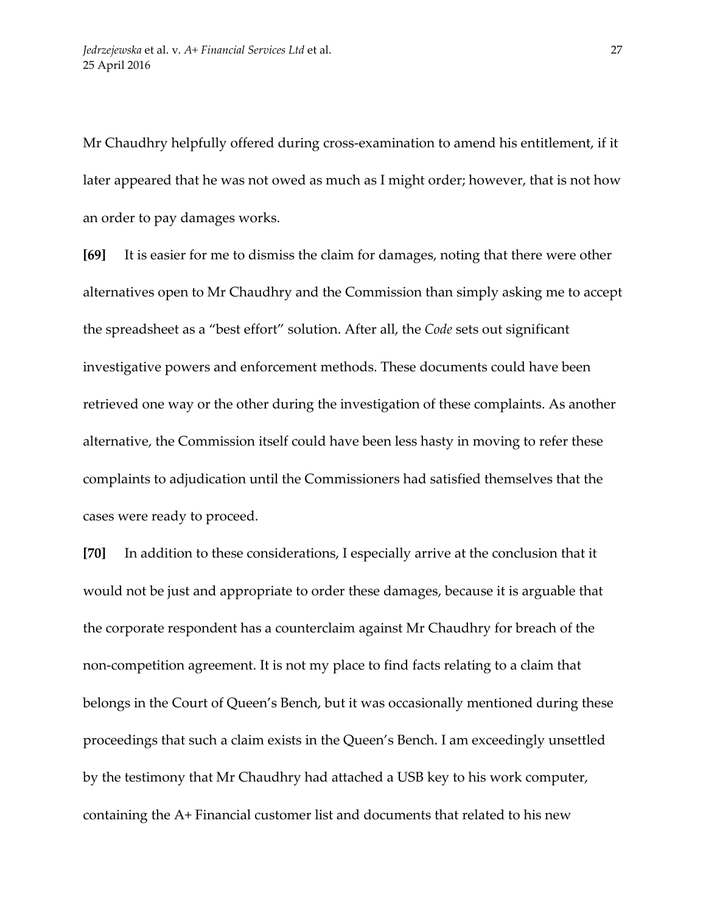Mr Chaudhry helpfully offered during cross-examination to amend his entitlement, if it later appeared that he was not owed as much as I might order; however, that is not how an order to pay damages works.

**[69]** It is easier for me to dismiss the claim for damages, noting that there were other alternatives open to Mr Chaudhry and the Commission than simply asking me to accept the spreadsheet as a "best effort" solution. After all, the *Code* sets out significant investigative powers and enforcement methods. These documents could have been retrieved one way or the other during the investigation of these complaints. As another alternative, the Commission itself could have been less hasty in moving to refer these complaints to adjudication until the Commissioners had satisfied themselves that the cases were ready to proceed.

**[70]** In addition to these considerations, I especially arrive at the conclusion that it would not be just and appropriate to order these damages, because it is arguable that the corporate respondent has a counterclaim against Mr Chaudhry for breach of the non-competition agreement. It is not my place to find facts relating to a claim that belongs in the Court of Queen's Bench, but it was occasionally mentioned during these proceedings that such a claim exists in the Queen's Bench. I am exceedingly unsettled by the testimony that Mr Chaudhry had attached a USB key to his work computer, containing the A+ Financial customer list and documents that related to his new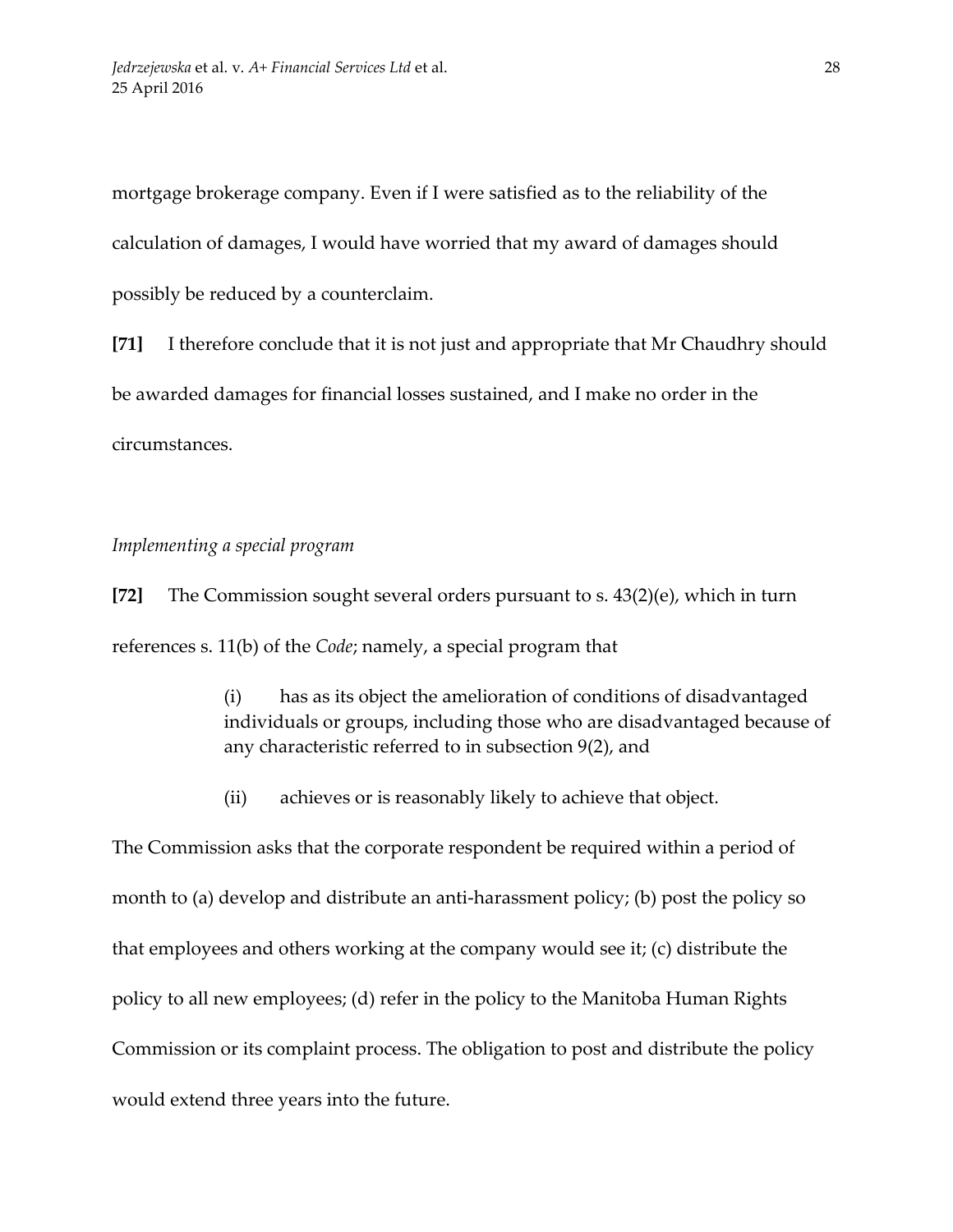mortgage brokerage company. Even if I were satisfied as to the reliability of the calculation of damages, I would have worried that my award of damages should possibly be reduced by a counterclaim.

**[71]** I therefore conclude that it is not just and appropriate that Mr Chaudhry should be awarded damages for financial losses sustained, and I make no order in the circumstances.

*Implementing a special program*

**[72]** The Commission sought several orders pursuant to s. 43(2)(e), which in turn references s. 11(b) of the *Code*; namely, a special program that

> (i) has as its object the amelioration of conditions of disadvantaged individuals or groups, including those who are disadvantaged because of any characteristic referred to in subsection 9(2), and
>
> (ii) achieves or is reasonably likely to achieve that object.

The Commission asks that the corporate respondent be required within a period of month to (a) develop and distribute an anti-harassment policy; (b) post the policy so that employees and others working at the company would see it; (c) distribute the policy to all new employees; (d) refer in the policy to the Manitoba Human Rights Commission or its complaint process. The obligation to post and distribute the policy would extend three years into the future.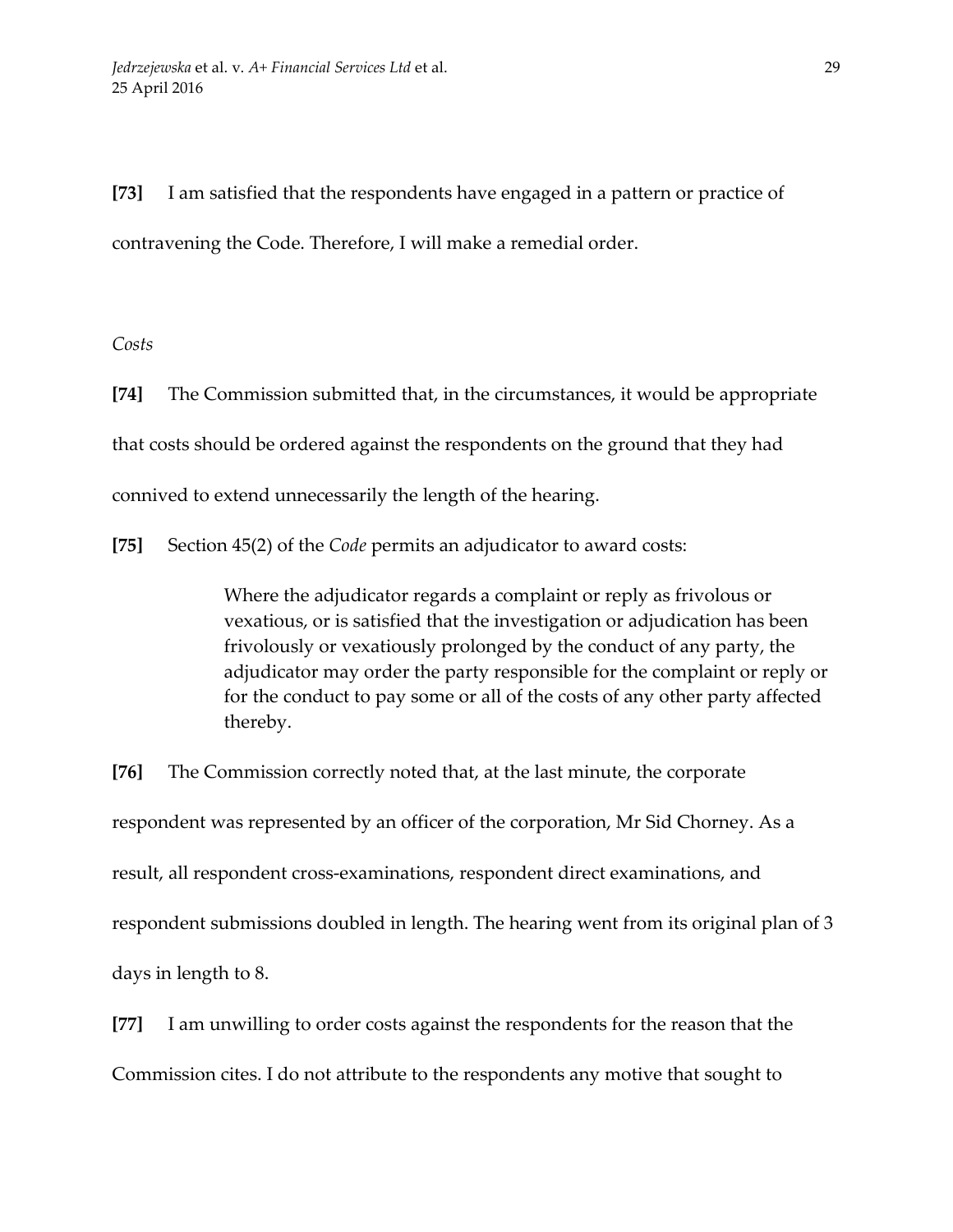**[73]** I am satisfied that the respondents have engaged in a pattern or practice of contravening the Code. Therefore, I will make a remedial order.

*Costs*

**[74]** The Commission submitted that, in the circumstances, it would be appropriate that costs should be ordered against the respondents on the ground that they had connived to extend unnecessarily the length of the hearing.

**[75]** Section 45(2) of the *Code* permits an adjudicator to award costs:

> Where the adjudicator regards a complaint or reply as frivolous or vexatious, or is satisfied that the investigation or adjudication has been frivolously or vexatiously prolonged by the conduct of any party, the adjudicator may order the party responsible for the complaint or reply or for the conduct to pay some or all of the costs of any other party affected thereby.

**[76]** The Commission correctly noted that, at the last minute, the corporate respondent was represented by an officer of the corporation, Mr Sid Chorney. As a result, all respondent cross-examinations, respondent direct examinations, and respondent submissions doubled in length. The hearing went from its original plan of 3 days in length to 8.

**[77]** I am unwilling to order costs against the respondents for the reason that the Commission cites. I do not attribute to the respondents any motive that sought to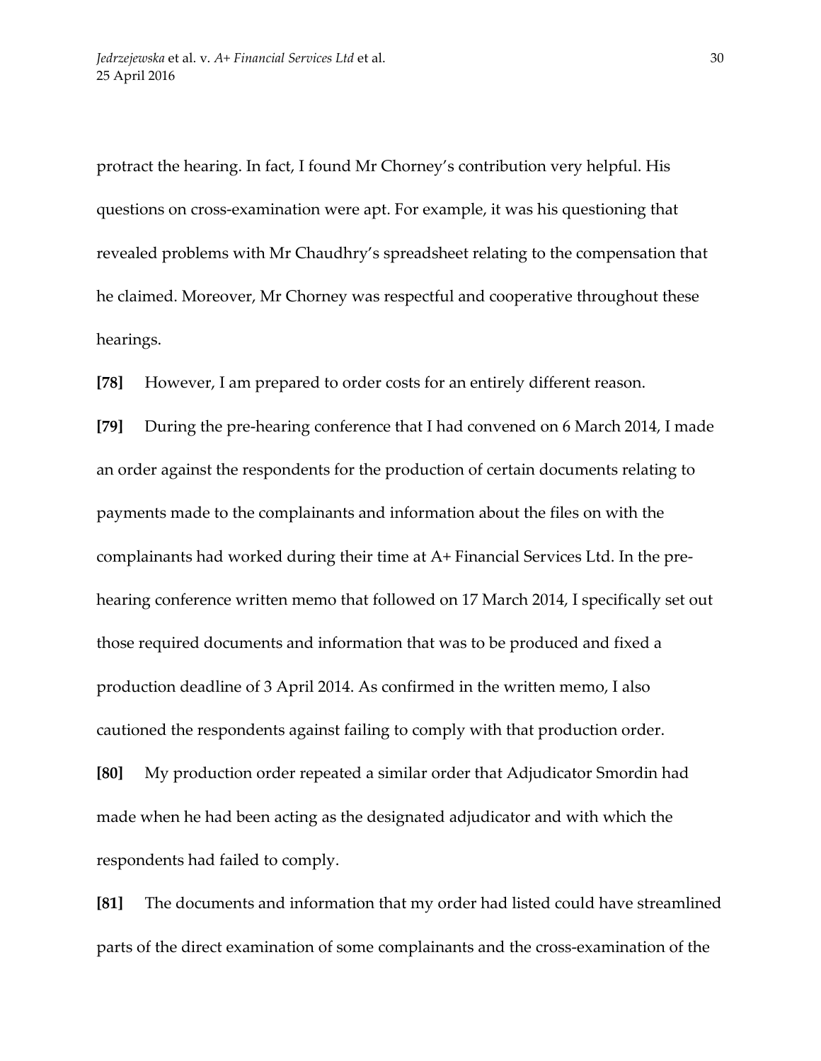protract the hearing. In fact, I found Mr Chorney's contribution very helpful. His questions on cross-examination were apt. For example, it was his questioning that revealed problems with Mr Chaudhry's spreadsheet relating to the compensation that he claimed. Moreover, Mr Chorney was respectful and cooperative throughout these hearings.

**[78]** However, I am prepared to order costs for an entirely different reason.

**[79]** During the pre-hearing conference that I had convened on 6 March 2014, I made an order against the respondents for the production of certain documents relating to payments made to the complainants and information about the files on with the complainants had worked during their time at A+ Financial Services Ltd. In the pre-hearing conference written memo that followed on 17 March 2014, I specifically set out those required documents and information that was to be produced and fixed a production deadline of 3 April 2014. As confirmed in the written memo, I also cautioned the respondents against failing to comply with that production order.

**[80]** My production order repeated a similar order that Adjudicator Smordin had made when he had been acting as the designated adjudicator and with which the respondents had failed to comply.

**[81]** The documents and information that my order had listed could have streamlined parts of the direct examination of some complainants and the cross-examination of the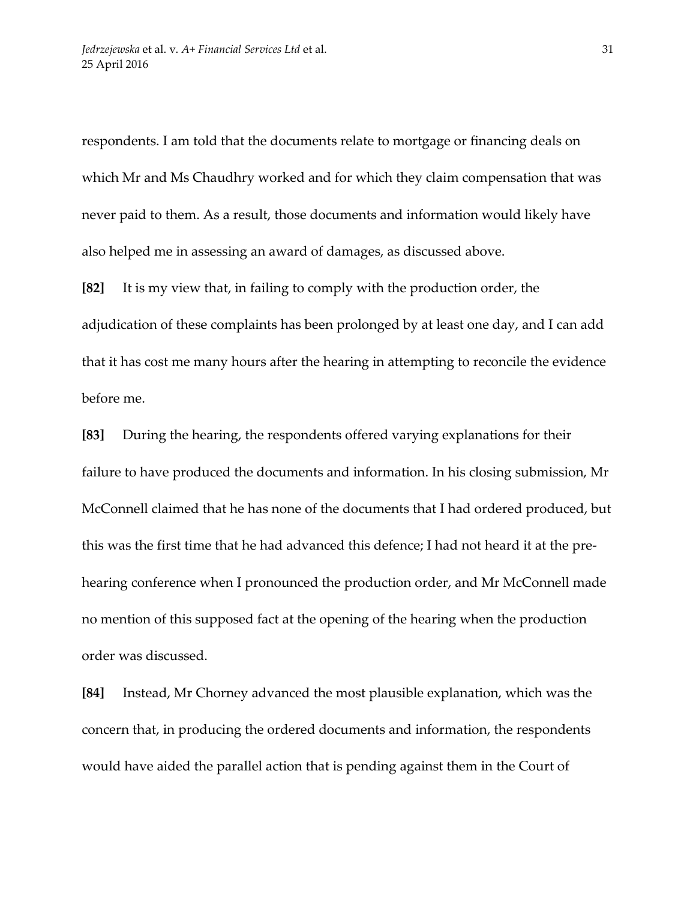respondents. I am told that the documents relate to mortgage or financing deals on which Mr and Ms Chaudhry worked and for which they claim compensation that was never paid to them. As a result, those documents and information would likely have also helped me in assessing an award of damages, as discussed above.

**[82]** It is my view that, in failing to comply with the production order, the adjudication of these complaints has been prolonged by at least one day, and I can add that it has cost me many hours after the hearing in attempting to reconcile the evidence before me.

**[83]** During the hearing, the respondents offered varying explanations for their failure to have produced the documents and information. In his closing submission, Mr McConnell claimed that he has none of the documents that I had ordered produced, but this was the first time that he had advanced this defence; I had not heard it at the pre-hearing conference when I pronounced the production order, and Mr McConnell made no mention of this supposed fact at the opening of the hearing when the production order was discussed.

**[84]** Instead, Mr Chorney advanced the most plausible explanation, which was the concern that, in producing the ordered documents and information, the respondents would have aided the parallel action that is pending against them in the Court of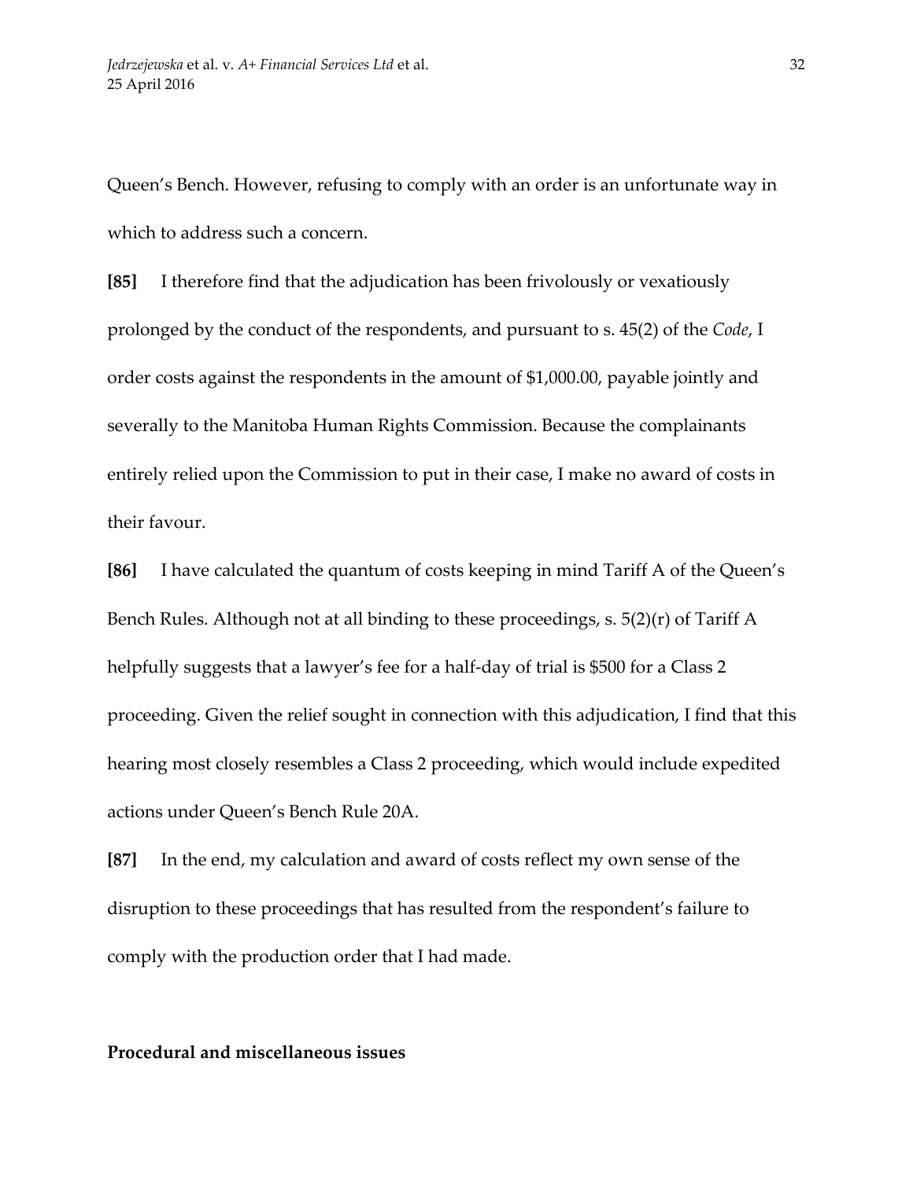Queen's Bench. However, refusing to comply with an order is an unfortunate way in which to address such a concern.

**[85]** I therefore find that the adjudication has been frivolously or vexatiously prolonged by the conduct of the respondents, and pursuant to s. 45(2) of the *Code*, I order costs against the respondents in the amount of $1,000.00, payable jointly and severally to the Manitoba Human Rights Commission. Because the complainants entirely relied upon the Commission to put in their case, I make no award of costs in their favour.

**[86]** I have calculated the quantum of costs keeping in mind Tariff A of the Queen's Bench Rules. Although not at all binding to these proceedings, s. 5(2)(r) of Tariff A helpfully suggests that a lawyer's fee for a half-day of trial is $500 for a Class 2 proceeding. Given the relief sought in connection with this adjudication, I find that this hearing most closely resembles a Class 2 proceeding, which would include expedited actions under Queen's Bench Rule 20A.

**[87]** In the end, my calculation and award of costs reflect my own sense of the disruption to these proceedings that has resulted from the respondent's failure to comply with the production order that I had made.

**Procedural and miscellaneous issues**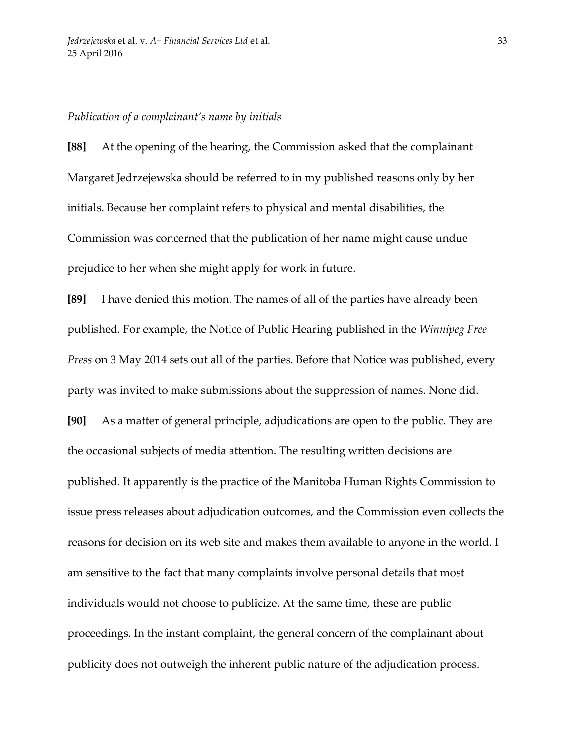*Publication of a complainant's name by initials*

**[88]** At the opening of the hearing, the Commission asked that the complainant Margaret Jedrzejewska should be referred to in my published reasons only by her initials. Because her complaint refers to physical and mental disabilities, the Commission was concerned that the publication of her name might cause undue prejudice to her when she might apply for work in future.

**[89]** I have denied this motion. The names of all of the parties have already been published. For example, the Notice of Public Hearing published in the *Winnipeg Free Press* on 3 May 2014 sets out all of the parties. Before that Notice was published, every party was invited to make submissions about the suppression of names. None did.

**[90]** As a matter of general principle, adjudications are open to the public. They are the occasional subjects of media attention. The resulting written decisions are published. It apparently is the practice of the Manitoba Human Rights Commission to issue press releases about adjudication outcomes, and the Commission even collects the reasons for decision on its web site and makes them available to anyone in the world. I am sensitive to the fact that many complaints involve personal details that most individuals would not choose to publicize. At the same time, these are public proceedings. In the instant complaint, the general concern of the complainant about publicity does not outweigh the inherent public nature of the adjudication process.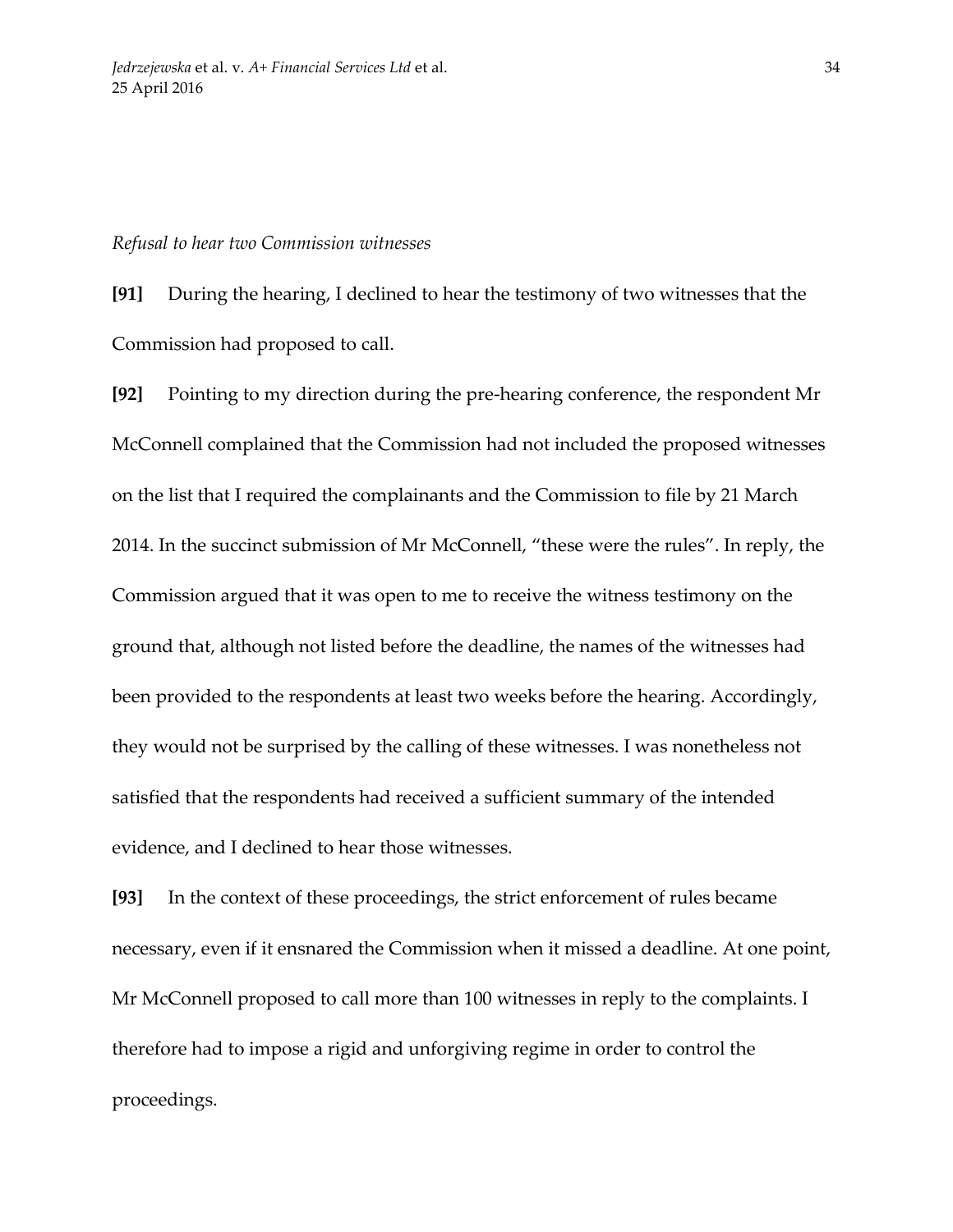*Refusal to hear two Commission witnesses*

**[91]** During the hearing, I declined to hear the testimony of two witnesses that the Commission had proposed to call.

**[92]** Pointing to my direction during the pre-hearing conference, the respondent Mr McConnell complained that the Commission had not included the proposed witnesses on the list that I required the complainants and the Commission to file by 21 March 2014. In the succinct submission of Mr McConnell, "these were the rules". In reply, the Commission argued that it was open to me to receive the witness testimony on the ground that, although not listed before the deadline, the names of the witnesses had been provided to the respondents at least two weeks before the hearing. Accordingly, they would not be surprised by the calling of these witnesses. I was nonetheless not satisfied that the respondents had received a sufficient summary of the intended evidence, and I declined to hear those witnesses.

**[93]** In the context of these proceedings, the strict enforcement of rules became necessary, even if it ensnared the Commission when it missed a deadline. At one point, Mr McConnell proposed to call more than 100 witnesses in reply to the complaints. I therefore had to impose a rigid and unforgiving regime in order to control the proceedings.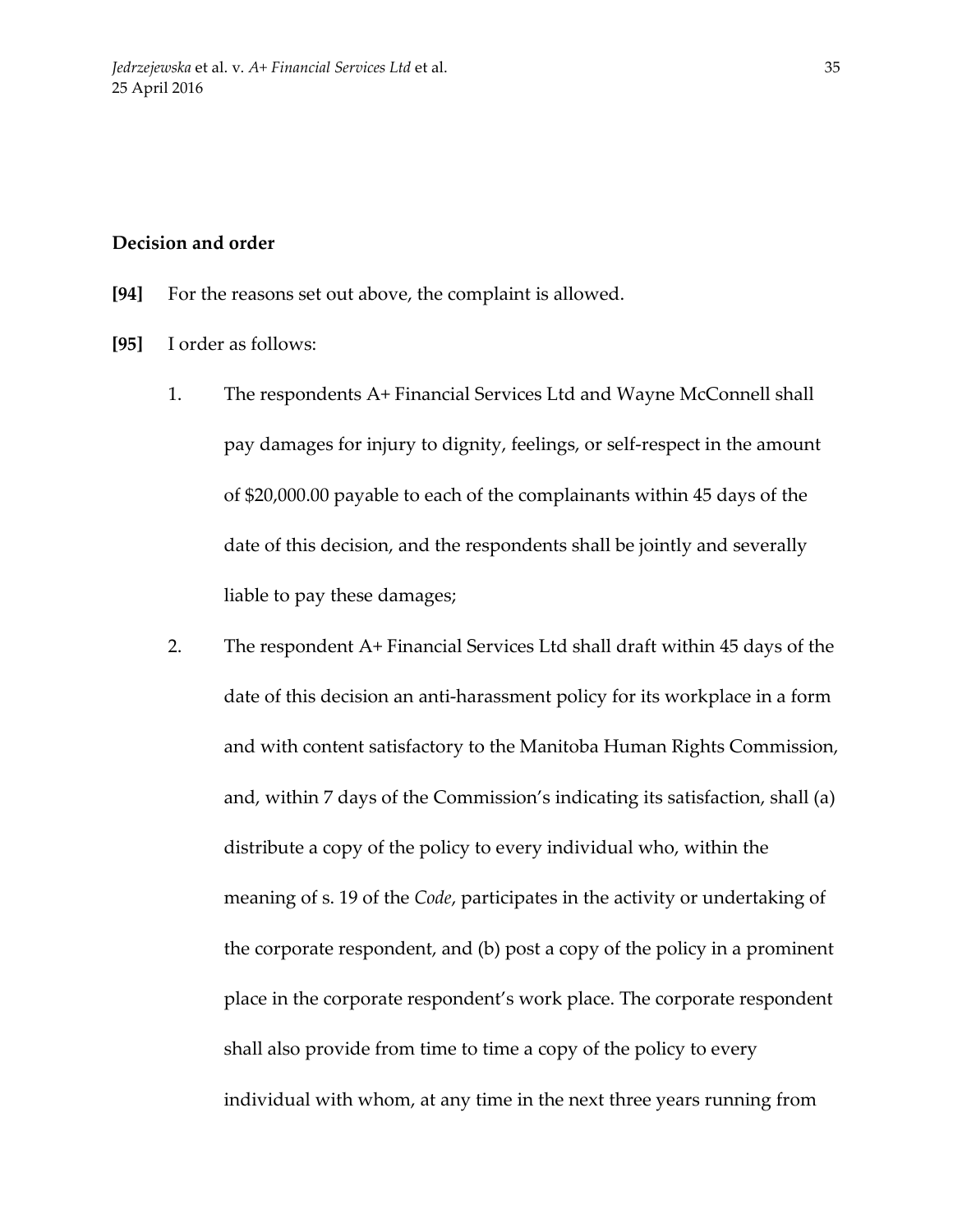**Decision and order**

**[94]** For the reasons set out above, the complaint is allowed.

**[95]** I order as follows:

1. The respondents A+ Financial Services Ltd and Wayne McConnell shall pay damages for injury to dignity, feelings, or self-respect in the amount of $20,000.00 payable to each of the complainants within 45 days of the date of this decision, and the respondents shall be jointly and severally liable to pay these damages;

2. The respondent A+ Financial Services Ltd shall draft within 45 days of the date of this decision an anti-harassment policy for its workplace in a form and with content satisfactory to the Manitoba Human Rights Commission, and, within 7 days of the Commission's indicating its satisfaction, shall (a) distribute a copy of the policy to every individual who, within the meaning of s. 19 of the *Code*, participates in the activity or undertaking of the corporate respondent, and (b) post a copy of the policy in a prominent place in the corporate respondent's work place. The corporate respondent shall also provide from time to time a copy of the policy to every individual with whom, at any time in the next three years running from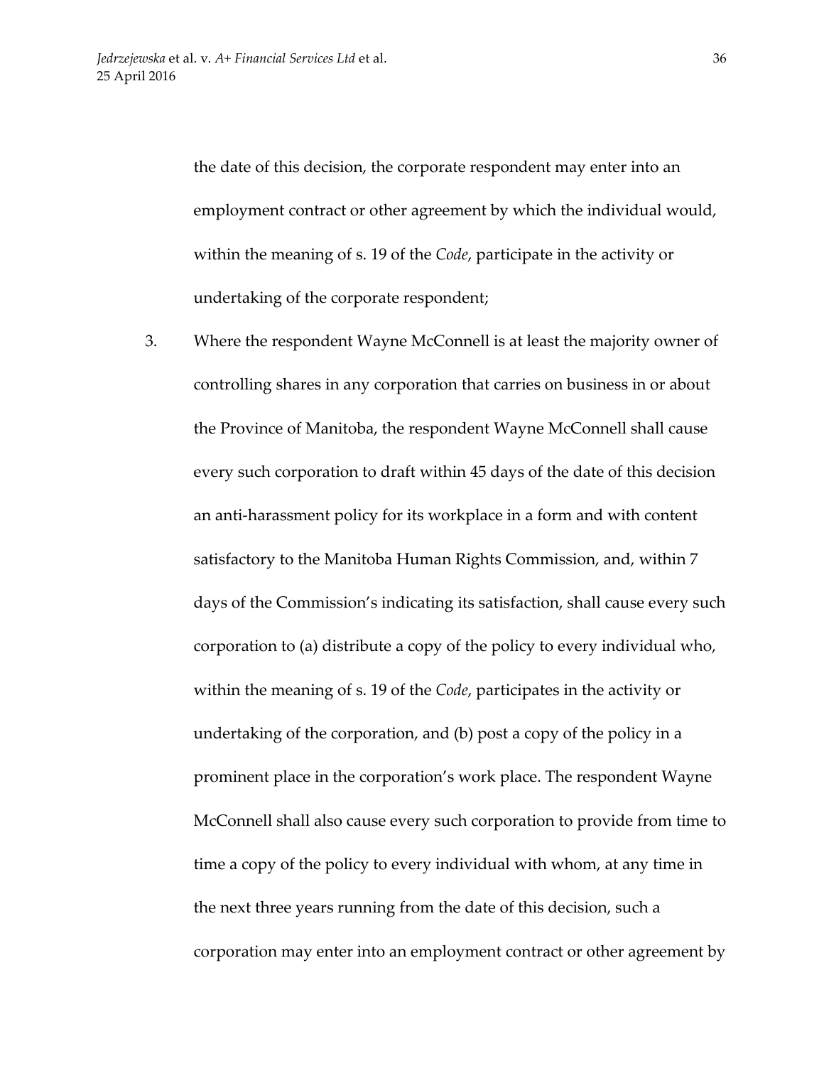the date of this decision, the corporate respondent may enter into an employment contract or other agreement by which the individual would, within the meaning of s. 19 of the *Code*, participate in the activity or undertaking of the corporate respondent;

3. Where the respondent Wayne McConnell is at least the majority owner of controlling shares in any corporation that carries on business in or about the Province of Manitoba, the respondent Wayne McConnell shall cause every such corporation to draft within 45 days of the date of this decision an anti-harassment policy for its workplace in a form and with content satisfactory to the Manitoba Human Rights Commission, and, within 7 days of the Commission's indicating its satisfaction, shall cause every such corporation to (a) distribute a copy of the policy to every individual who, within the meaning of s. 19 of the *Code*, participates in the activity or undertaking of the corporation, and (b) post a copy of the policy in a prominent place in the corporation's work place. The respondent Wayne McConnell shall also cause every such corporation to provide from time to time a copy of the policy to every individual with whom, at any time in the next three years running from the date of this decision, such a corporation may enter into an employment contract or other agreement by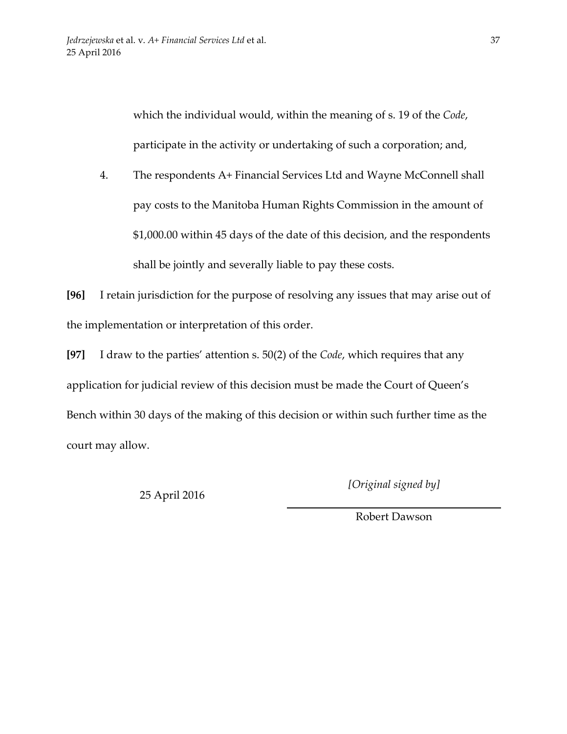which the individual would, within the meaning of s. 19 of the *Code*, participate in the activity or undertaking of such a corporation; and,

4. The respondents A+ Financial Services Ltd and Wayne McConnell shall pay costs to the Manitoba Human Rights Commission in the amount of $1,000.00 within 45 days of the date of this decision, and the respondents shall be jointly and severally liable to pay these costs.

**[96]** I retain jurisdiction for the purpose of resolving any issues that may arise out of the implementation or interpretation of this order.

**[97]** I draw to the parties' attention s. 50(2) of the *Code*, which requires that any application for judicial review of this decision must be made the Court of Queen's Bench within 30 days of the making of this decision or within such further time as the court may allow.

25 April 2016

*[Original signed by]*

Robert Dawson